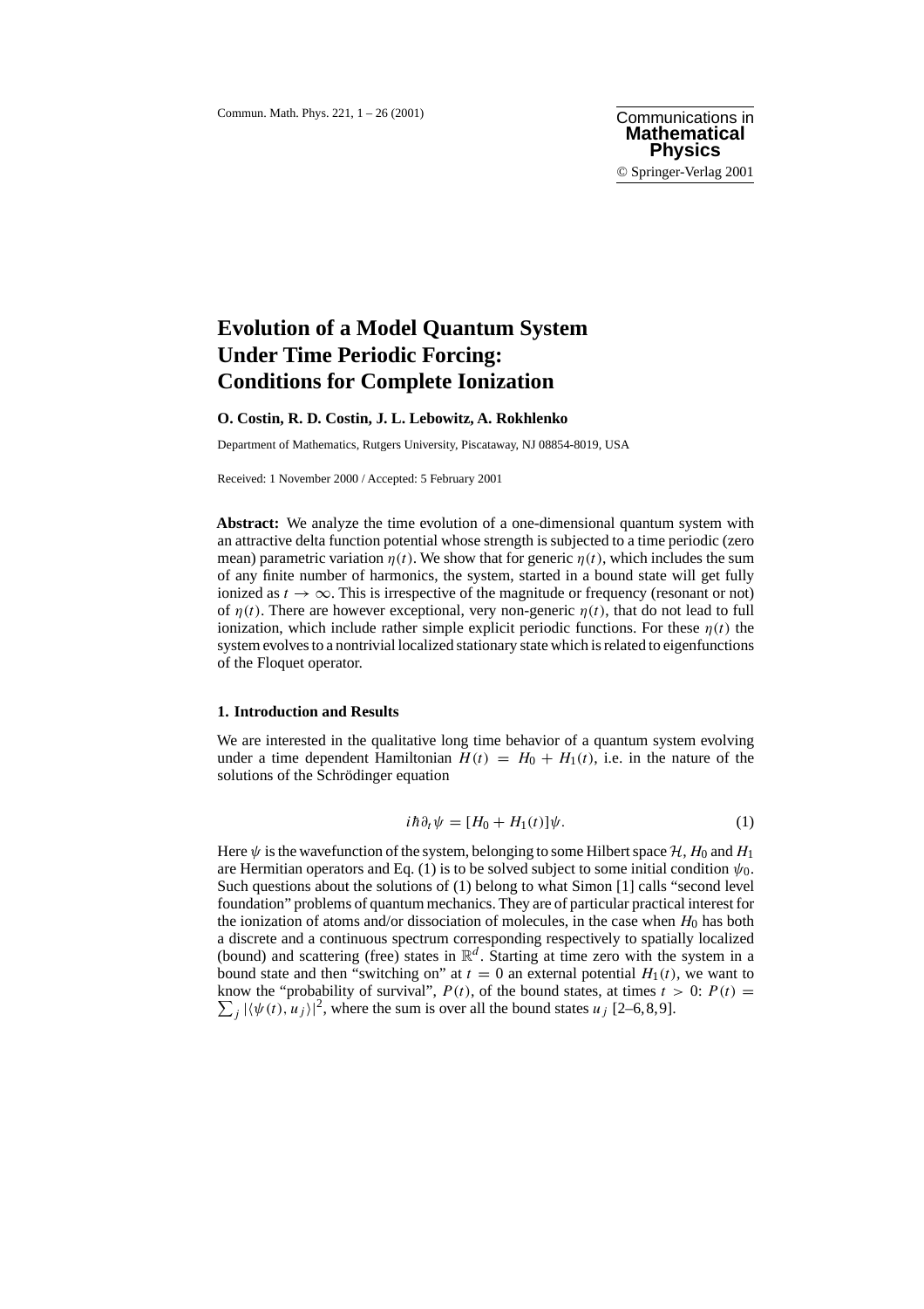# Evolution of a Model Quantum System Under Time Periodic Forcing: Conditions for Complete Ionization

**O. Costin, R. D. Costin, J. L. Lebowitz, A. Rokhlenko**

Department of Mathematics, Rutgers University, Piscataway, NJ 08854-8019, USA

Received: 1 November 2000 / Accepted: 5 February 2001

**Abstract:** We analyze the time evolution of a one-dimensional quantum system with an attractive delta function potential whose strength is subjected to a time periodic (zero mean) parametric variation $\eta(t)$. We show that for generic $\eta(t)$, which includes the sum of any finite number of harmonics, the system, started in a bound state will get fully ionized as $t \to \infty$. This is irrespective of the magnitude or frequency (resonant or not) of $\eta(t)$. There are however exceptional, very non-generic $\eta(t)$, that do not lead to full ionization, which include rather simple explicit periodic functions. For these $\eta(t)$ the system evolves to a nontrivial localized stationary state which is related to eigenfunctions of the Floquet operator.

## 1. Introduction and Results

We are interested in the qualitative long time behavior of a quantum system evolving under a time dependent Hamiltonian $H(t) = H_0 + H_1(t)$, i.e. in the nature of the solutions of the Schrödinger equation

$$i\hbar\partial_t\psi = [H_0 + H_1(t)]\psi. \tag{1}$$

Here $\psi$ is the wavefunction of the system, belonging to some Hilbert space $\mathcal{H}$, $H_0$ and $H_1$ are Hermitian operators and Eq. (1) is to be solved subject to some initial condition $\psi_0$. Such questions about the solutions of (1) belong to what Simon [1] calls "second level foundation" problems of quantum mechanics. They are of particular practical interest for the ionization of atoms and/or dissociation of molecules, in the case when $H_0$ has both a discrete and a continuous spectrum corresponding respectively to spatially localized (bound) and scattering (free) states in $\mathbb{R}^d$. Starting at time zero with the system in a bound state and then "switching on" at $t = 0$ an external potential $H_1(t)$, we want to know the "probability of survival", $P(t)$, of the bound states, at times $t > 0$: $P(t) = \sum_j |\langle\psi(t), u_j\rangle|^2$, where the sum is over all the bound states $u_j$ [2–6,8,9].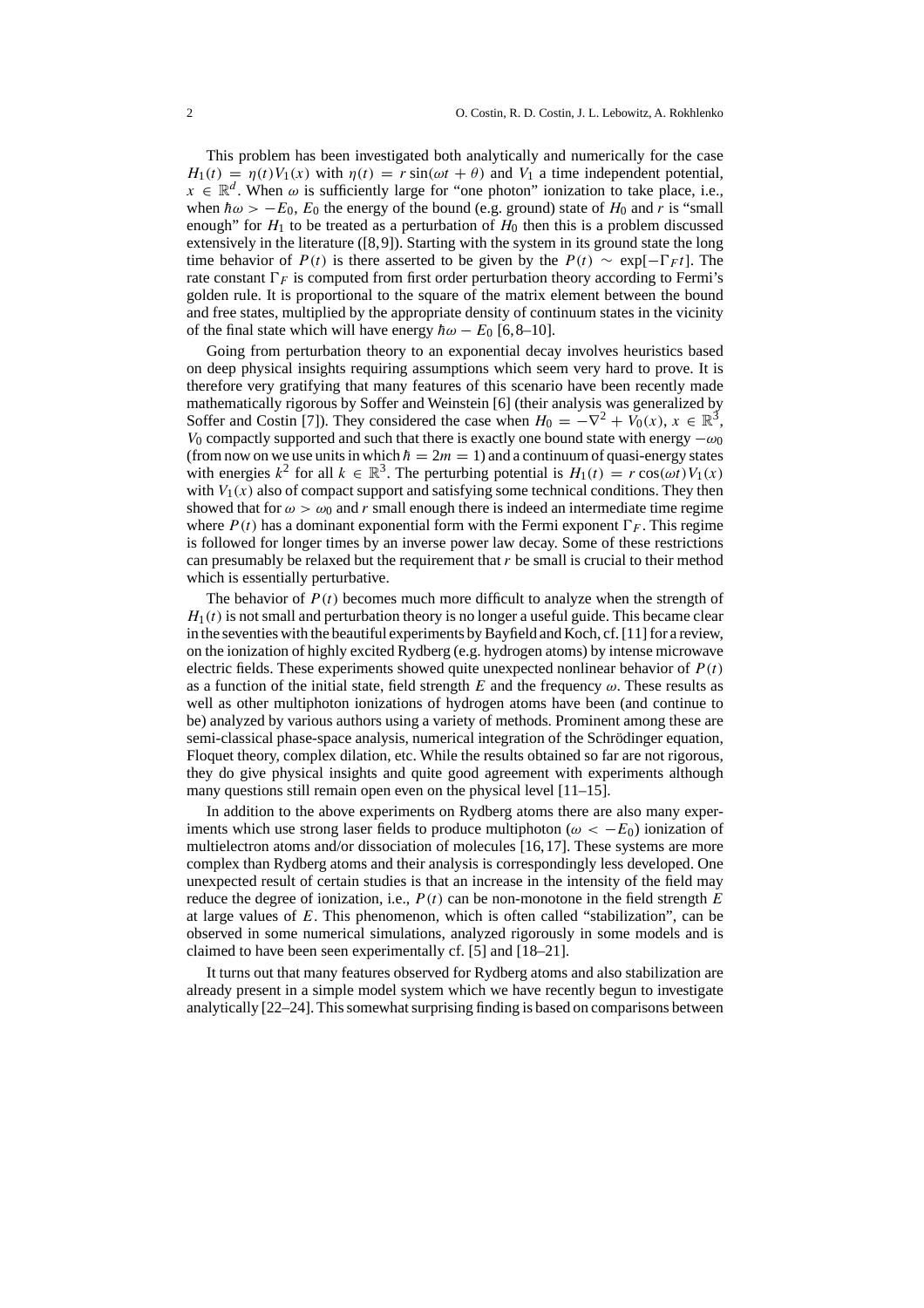This problem has been investigated both analytically and numerically for the case $H_1(t) = \eta(t)V_1(x)$ with $\eta(t) = r\sin(\omega t + \theta)$ and $V_1$ a time independent potential, $x \in \mathbb{R}^d$. When $\omega$ is sufficiently large for "one photon" ionization to take place, i.e., when $\hbar\omega > -E_0$, $E_0$ the energy of the bound (e.g. ground) state of $H_0$ and $r$ is "small enough" for $H_1$ to be treated as a perturbation of $H_0$ then this is a problem discussed extensively in the literature ([8,9]). Starting with the system in its ground state the long time behavior of $P(t)$ is there asserted to be given by the $P(t) \sim \exp[-\Gamma_F t]$. The rate constant $\Gamma_F$ is computed from first order perturbation theory according to Fermi's golden rule. It is proportional to the square of the matrix element between the bound and free states, multiplied by the appropriate density of continuum states in the vicinity of the final state which will have energy $\hbar\omega - E_0$ [6,8–10].

Going from perturbation theory to an exponential decay involves heuristics based on deep physical insights requiring assumptions which seem very hard to prove. It is therefore very gratifying that many features of this scenario have been recently made mathematically rigorous by Soffer and Weinstein [6] (their analysis was generalized by Soffer and Costin [7]). They considered the case when $H_0 = -\nabla^2 + V_0(x)$, $x \in \mathbb{R}^3$, $V_0$ compactly supported and such that there is exactly one bound state with energy $-\omega_0$ (from now on we use units in which $\hbar = 2m = 1$) and a continuum of quasi-energy states with energies $k^2$ for all $k \in \mathbb{R}^3$. The perturbing potential is $H_1(t) = r\cos(\omega t)V_1(x)$ with $V_1(x)$ also of compact support and satisfying some technical conditions. They then showed that for $\omega > \omega_0$ and $r$ small enough there is indeed an intermediate time regime where $P(t)$ has a dominant exponential form with the Fermi exponent $\Gamma_F$. This regime is followed for longer times by an inverse power law decay. Some of these restrictions can presumably be relaxed but the requirement that $r$ be small is crucial to their method which is essentially perturbative.

The behavior of $P(t)$ becomes much more difficult to analyze when the strength of $H_1(t)$ is not small and perturbation theory is no longer a useful guide. This became clear in the seventies with the beautiful experiments by Bayfield and Koch, cf. [11] for a review, on the ionization of highly excited Rydberg (e.g. hydrogen atoms) by intense microwave electric fields. These experiments showed quite unexpected nonlinear behavior of $P(t)$ as a function of the initial state, field strength $E$ and the frequency $\omega$. These results as well as other multiphoton ionizations of hydrogen atoms have been (and continue to be) analyzed by various authors using a variety of methods. Prominent among these are semi-classical phase-space analysis, numerical integration of the Schrödinger equation, Floquet theory, complex dilation, etc. While the results obtained so far are not rigorous, they do give physical insights and quite good agreement with experiments although many questions still remain open even on the physical level [11–15].

In addition to the above experiments on Rydberg atoms there are also many experiments which use strong laser fields to produce multiphoton ($\omega < -E_0$) ionization of multielectron atoms and/or dissociation of molecules [16,17]. These systems are more complex than Rydberg atoms and their analysis is correspondingly less developed. One unexpected result of certain studies is that an increase in the intensity of the field may reduce the degree of ionization, i.e., $P(t)$ can be non-monotone in the field strength $E$ at large values of $E$. This phenomenon, which is often called "stabilization", can be observed in some numerical simulations, analyzed rigorously in some models and is claimed to have been seen experimentally cf. [5] and [18–21].

It turns out that many features observed for Rydberg atoms and also stabilization are already present in a simple model system which we have recently begun to investigate analytically [22–24]. This somewhat surprising finding is based on comparisons between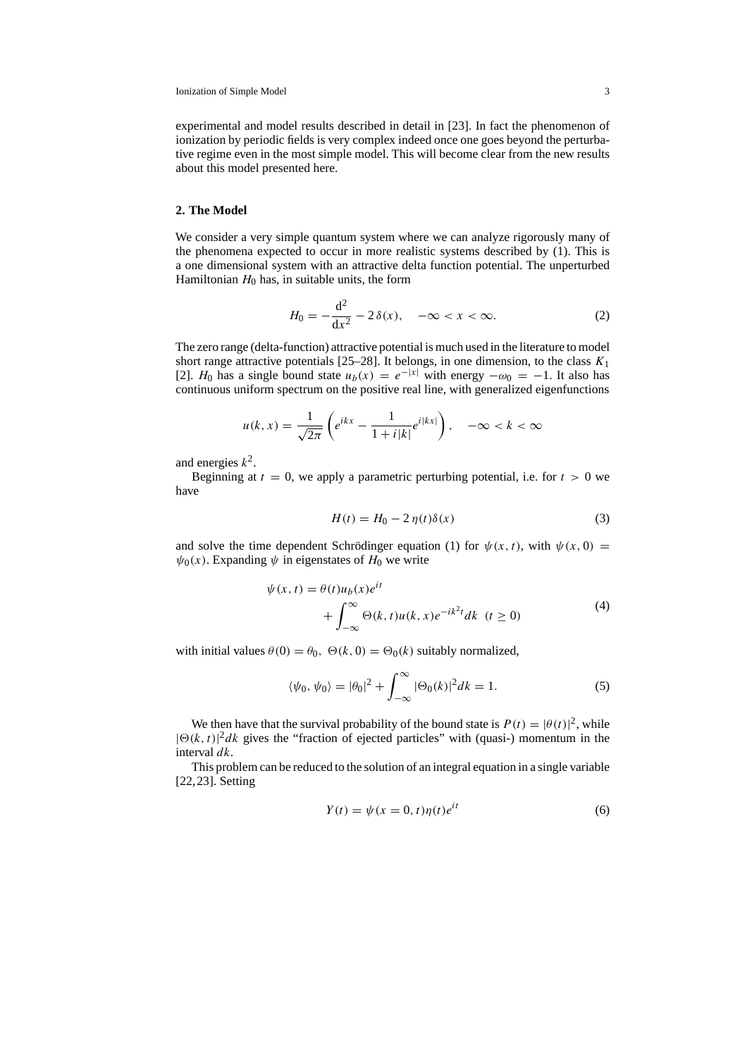experimental and model results described in detail in [23]. In fact the phenomenon of ionization by periodic fields is very complex indeed once one goes beyond the perturbative regime even in the most simple model. This will become clear from the new results about this model presented here.

## 2. The Model

We consider a very simple quantum system where we can analyze rigorously many of the phenomena expected to occur in more realistic systems described by (1). This is a one dimensional system with an attractive delta function potential. The unperturbed Hamiltonian $H_0$ has, in suitable units, the form

$$H_0 = -\frac{\mathrm{d}^2}{\mathrm{d}x^2} - 2\,\delta(x), \quad -\infty < x < \infty. \tag{2}$$

The zero range (delta-function) attractive potential is much used in the literature to model short range attractive potentials [25–28]. It belongs, in one dimension, to the class $K_1$ [2]. $H_0$ has a single bound state $u_b(x) = e^{-|x|}$ with energy $-\omega_0 = -1$. It also has continuous uniform spectrum on the positive real line, with generalized eigenfunctions

$$u(k, x) = \frac{1}{\sqrt{2\pi}} \left( e^{ikx} - \frac{1}{1 + i|k|} e^{i|kx|} \right), \quad -\infty < k < \infty$$

and energies $k^2$.

Beginning at $t = 0$, we apply a parametric perturbing potential, i.e. for $t > 0$ we have

$$H(t) = H_0 - 2\,\eta(t)\delta(x) \tag{3}$$

and solve the time dependent Schrödinger equation (1) for $\psi(x, t)$, with $\psi(x, 0) = \psi_0(x)$. Expanding $\psi$ in eigenstates of $H_0$ we write

$$\begin{aligned} \psi(x, t) = \theta(t) u_b(x) e^{it} \\ + \int_{-\infty}^{\infty} \Theta(k, t) u(k, x) e^{-ik^2 t} dk \quad (t \geq 0) \end{aligned} \tag{4}$$

with initial values $\theta(0) = \theta_0$, $\Theta(k, 0) = \Theta_0(k)$ suitably normalized,

$$\langle \psi_0, \psi_0 \rangle = |\theta_0|^2 + \int_{-\infty}^{\infty} |\Theta_0(k)|^2 dk = 1. \tag{5}$$

We then have that the survival probability of the bound state is $P(t) = |\theta(t)|^2$, while $|\Theta(k, t)|^2 dk$ gives the "fraction of ejected particles" with (quasi-) momentum in the interval $dk$.

This problem can be reduced to the solution of an integral equation in a single variable [22, 23]. Setting

$$Y(t) = \psi(x = 0, t)\eta(t)e^{it} \tag{6}$$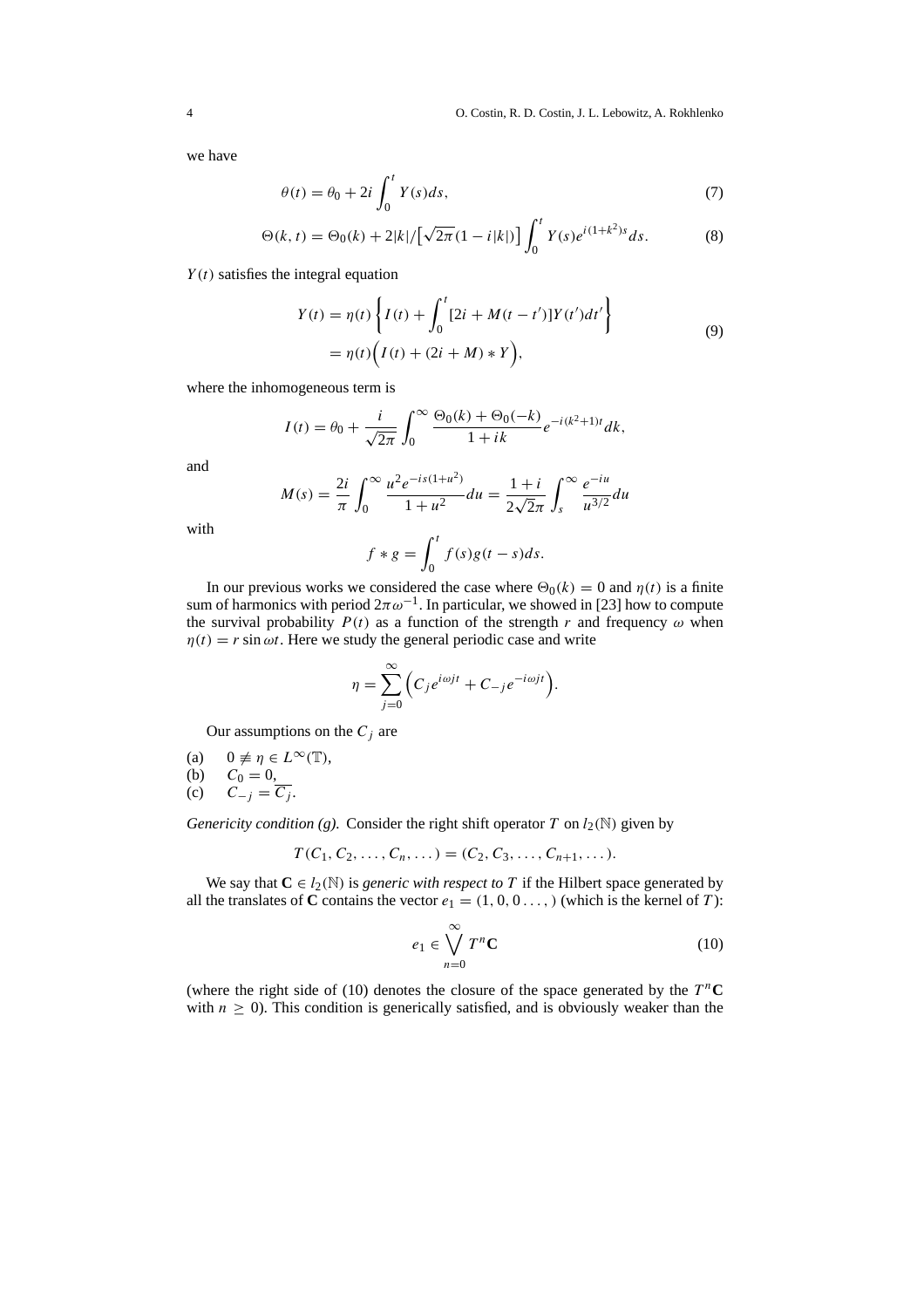we have

$$\theta(t) = \theta_0 + 2i \int_0^t Y(s)ds, \tag{7}$$

$$\Theta(k,t) = \Theta_0(k) + 2|k|/\left[\sqrt{2\pi}(1 - i|k|)\right] \int_0^t Y(s)e^{i(1+k^2)s}ds. \tag{8}$$

$Y(t)$ satisfies the integral equation

$$\begin{aligned} Y(t) &= \eta(t)\left\{ I(t) + \int_0^t [2i + M(t-t')]Y(t')dt' \right\} \\ &= \eta(t)\Big( I(t) + (2i + M) * Y \Big), \end{aligned} \tag{9}$$

where the inhomogeneous term is

$$I(t) = \theta_0 + \frac{i}{\sqrt{2\pi}} \int_0^\infty \frac{\Theta_0(k) + \Theta_0(-k)}{1 + ik} e^{-i(k^2+1)t} dk,$$

and

$$M(s) = \frac{2i}{\pi} \int_0^\infty \frac{u^2 e^{-is(1+u^2)}}{1+u^2} du = \frac{1+i}{2\sqrt{2}\pi} \int_s^\infty \frac{e^{-iu}}{u^{3/2}} du$$

with

$$f * g = \int_0^t f(s)g(t-s)ds.$$

In our previous works we considered the case where $\Theta_0(k) = 0$ and $\eta(t)$ is a finite sum of harmonics with period $2\pi\omega^{-1}$. In particular, we showed in [23] how to compute the survival probability $P(t)$ as a function of the strength $r$ and frequency $\omega$ when $\eta(t) = r \sin \omega t$. Here we study the general periodic case and write

$$\eta = \sum_{j=0}^\infty \Big( C_j e^{i\omega j t} + C_{-j} e^{-i\omega j t} \Big).$$

Our assumptions on the $C_j$ are

(a) $\quad 0 \not\equiv \eta \in L^\infty(\mathbb{T})$,
(b) $\quad C_0 = 0$,
(c) $\quad C_{-j} = \overline{C_j}$.

*Genericity condition (g).* Consider the right shift operator $T$ on $l_2(\mathbb{N})$ given by

$$T(C_1, C_2, \ldots, C_n, \ldots) = (C_2, C_3, \ldots, C_{n+1}, \ldots).$$

We say that $\mathbf{C} \in l_2(\mathbb{N})$ is *generic with respect to* $T$ if the Hilbert space generated by all the translates of $\mathbf{C}$ contains the vector $e_1 = (1, 0, 0 \ldots, )$ (which is the kernel of $T$):

$$e_1 \in \bigvee_{n=0}^\infty T^n \mathbf{C} \tag{10}$$

(where the right side of (10) denotes the closure of the space generated by the $T^n \mathbf{C}$ with $n \geq 0$). This condition is generically satisfied, and is obviously weaker than the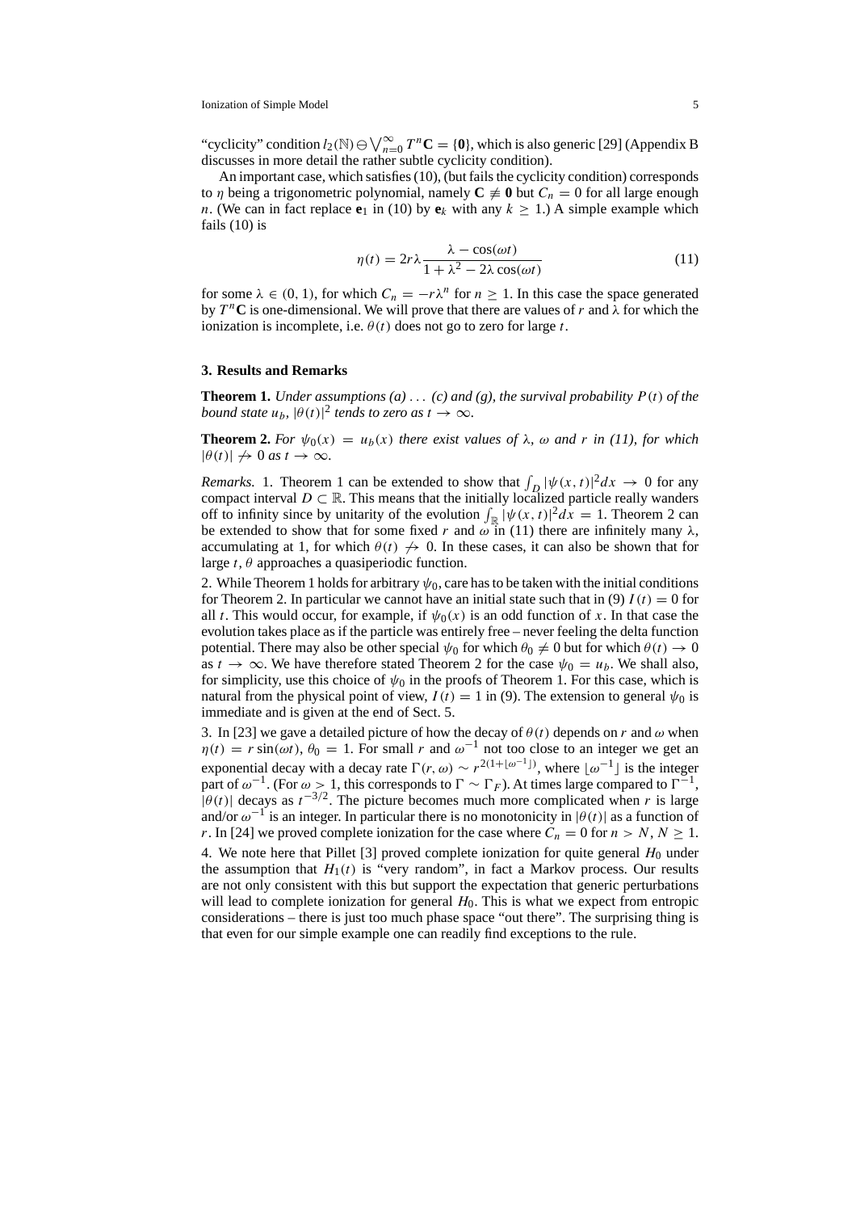"cyclicity" condition $l_2(\mathbb{N}) \ominus \bigvee_{n=0}^{\infty} T^n \mathbf{C} = \{\mathbf{0}\}$, which is also generic [29] (Appendix B discusses in more detail the rather subtle cyclicity condition).

An important case, which satisfies (10), (but fails the cyclicity condition) corresponds to $\eta$ being a trigonometric polynomial, namely $\mathbf{C} \not\equiv \mathbf{0}$ but $C_n = 0$ for all large enough $n$. (We can in fact replace $\mathbf{e}_1$ in (10) by $\mathbf{e}_k$ with any $k \geq 1$.) A simple example which fails (10) is

$$\eta(t) = 2r\lambda \frac{\lambda - \cos(\omega t)}{1 + \lambda^2 - 2\lambda \cos(\omega t)} \tag{11}$$

for some $\lambda \in (0, 1)$, for which $C_n = -r\lambda^n$ for $n \geq 1$. In this case the space generated by $T^n \mathbf{C}$ is one-dimensional. We will prove that there are values of $r$ and $\lambda$ for which the ionization is incomplete, i.e. $\theta(t)$ does not go to zero for large $t$.

## 3. Results and Remarks

**Theorem 1.** *Under assumptions (a) ... (c) and (g), the survival probability $P(t)$ of the bound state $u_b$, $|\theta(t)|^2$ tends to zero as $t \to \infty$.*

**Theorem 2.** *For $\psi_0(x) = u_b(x)$ there exist values of $\lambda$, $\omega$ and $r$ in (11), for which $|\theta(t)| \not\to 0$ as $t \to \infty$.*

*Remarks.* 1. Theorem 1 can be extended to show that $\int_D |\psi(x,t)|^2 dx \to 0$ for any compact interval $D \subset \mathbb{R}$. This means that the initially localized particle really wanders off to infinity since by unitarity of the evolution $\int_{\mathbb{R}} |\psi(x,t)|^2 dx = 1$. Theorem 2 can be extended to show that for some fixed $r$ and $\omega$ in (11) there are infinitely many $\lambda$, accumulating at 1, for which $\theta(t) \not\to 0$. In these cases, it can also be shown that for large $t$, $\theta$ approaches a quasiperiodic function.

2. While Theorem 1 holds for arbitrary $\psi_0$, care has to be taken with the initial conditions for Theorem 2. In particular we cannot have an initial state such that in (9) $I(t) = 0$ for all $t$. This would occur, for example, if $\psi_0(x)$ is an odd function of $x$. In that case the evolution takes place as if the particle was entirely free – never feeling the delta function potential. There may also be other special $\psi_0$ for which $\theta_0 \neq 0$ but for which $\theta(t) \to 0$ as $t \to \infty$. We have therefore stated Theorem 2 for the case $\psi_0 = u_b$. We shall also, for simplicity, use this choice of $\psi_0$ in the proofs of Theorem 1. For this case, which is natural from the physical point of view, $I(t) = 1$ in (9). The extension to general $\psi_0$ is immediate and is given at the end of Sect. 5.

3. In [23] we gave a detailed picture of how the decay of $\theta(t)$ depends on $r$ and $\omega$ when $\eta(t) = r\sin(\omega t)$, $\theta_0 = 1$. For small $r$ and $\omega^{-1}$ not too close to an integer we get an exponential decay with a decay rate $\Gamma(r, \omega) \sim r^{2(1+\lfloor \omega^{-1} \rfloor)}$, where $\lfloor \omega^{-1} \rfloor$ is the integer part of $\omega^{-1}$. (For $\omega > 1$, this corresponds to $\Gamma \sim \Gamma_F$). At times large compared to $\Gamma^{-1}$, $|\theta(t)|$ decays as $t^{-3/2}$. The picture becomes much more complicated when $r$ is large and/or $\omega^{-1}$ is an integer. In particular there is no monotonicity in $|\theta(t)|$ as a function of $r$. In [24] we proved complete ionization for the case where $C_n = 0$ for $n > N$, $N \geq 1$.

4. We note here that Pillet [3] proved complete ionization for quite general $H_0$ under the assumption that $H_1(t)$ is "very random", in fact a Markov process. Our results are not only consistent with this but support the expectation that generic perturbations will lead to complete ionization for general $H_0$. This is what we expect from entropic considerations – there is just too much phase space "out there". The surprising thing is that even for our simple example one can readily find exceptions to the rule.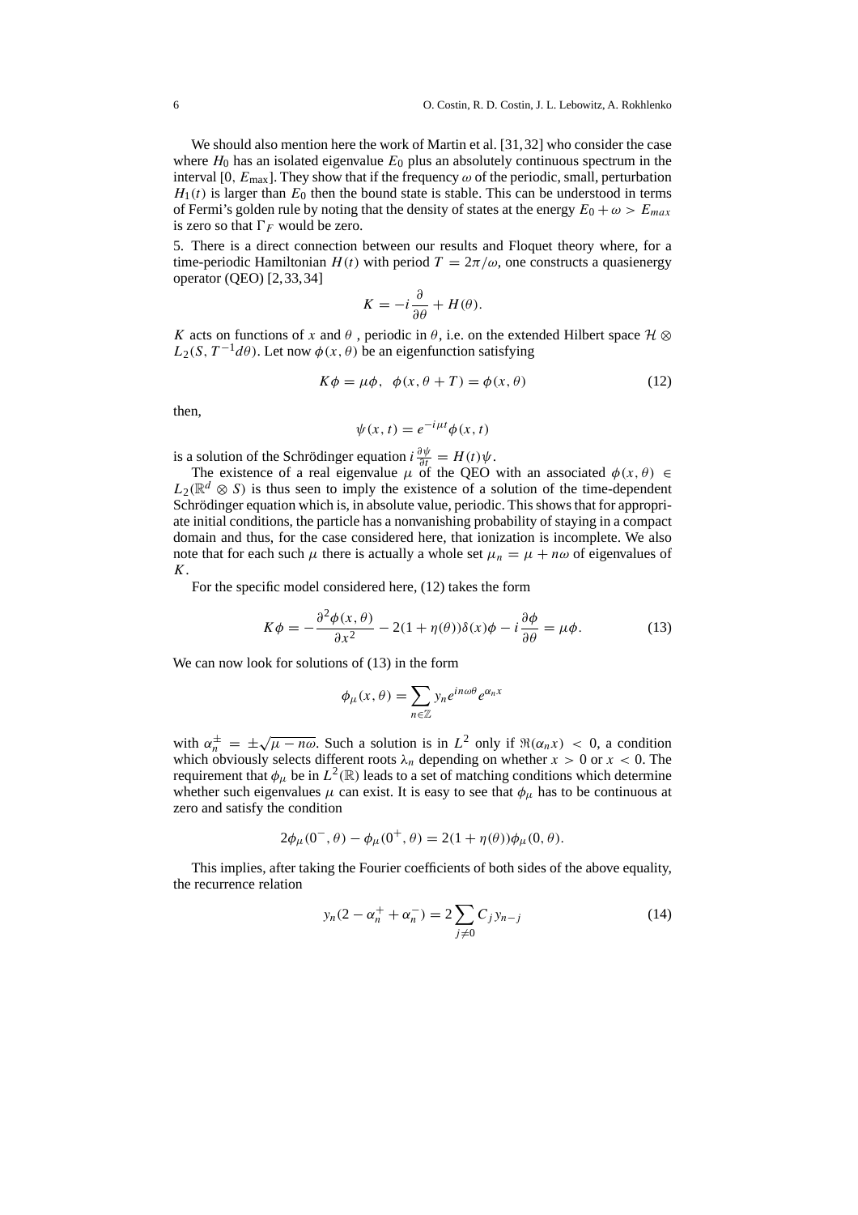We should also mention here the work of Martin et al. [31, 32] who consider the case where $H_0$ has an isolated eigenvalue $E_0$ plus an absolutely continuous spectrum in the interval $[0, E_{\max}]$. They show that if the frequency $\omega$ of the periodic, small, perturbation $H_1(t)$ is larger than $E_0$ then the bound state is stable. This can be understood in terms of Fermi's golden rule by noting that the density of states at the energy $E_0 + \omega > E_{max}$ is zero so that $\Gamma_F$ would be zero.

5. There is a direct connection between our results and Floquet theory where, for a time-periodic Hamiltonian $H(t)$ with period $T = 2\pi/\omega$, one constructs a quasienergy operator (QEO) [2, 33, 34]

$$K = -i\frac{\partial}{\partial\theta} + H(\theta).$$

$K$ acts on functions of $x$ and $\theta$ , periodic in $\theta$, i.e. on the extended Hilbert space $\mathcal{H} \otimes L_2(S, T^{-1}d\theta)$. Let now $\phi(x, \theta)$ be an eigenfunction satisfying

$$K\phi = \mu\phi, \quad \phi(x, \theta + T) = \phi(x, \theta) \tag{12}$$

then,

$$\psi(x, t) = e^{-i\mu t}\phi(x, t)$$

is a solution of the Schrödinger equation $i\frac{\partial\psi}{\partial t} = H(t)\psi$.

The existence of a real eigenvalue $\mu$ of the QEO with an associated $\phi(x, \theta) \in L_2(\mathbb{R}^d \otimes S)$ is thus seen to imply the existence of a solution of the time-dependent Schrödinger equation which is, in absolute value, periodic. This shows that for appropriate initial conditions, the particle has a nonvanishing probability of staying in a compact domain and thus, for the case considered here, that ionization is incomplete. We also note that for each such $\mu$ there is actually a whole set $\mu_n = \mu + n\omega$ of eigenvalues of $K$.

For the specific model considered here, (12) takes the form

$$K\phi = -\frac{\partial^2\phi(x, \theta)}{\partial x^2} - 2(1 + \eta(\theta))\delta(x)\phi - i\frac{\partial\phi}{\partial\theta} = \mu\phi. \tag{13}$$

We can now look for solutions of (13) in the form

$$\phi_\mu(x, \theta) = \sum_{n\in\mathbb{Z}} y_n e^{in\omega\theta} e^{\alpha_n x}$$

with $\alpha_n^\pm = \pm\sqrt{\mu - n\omega}$. Such a solution is in $L^2$ only if $\Re(\alpha_n x) < 0$, a condition which obviously selects different roots $\lambda_n$ depending on whether $x > 0$ or $x < 0$. The requirement that $\phi_\mu$ be in $L^2(\mathbb{R})$ leads to a set of matching conditions which determine whether such eigenvalues $\mu$ can exist. It is easy to see that $\phi_\mu$ has to be continuous at zero and satisfy the condition

$$2\phi_\mu(0^-, \theta) - \phi_\mu(0^+, \theta) = 2(1 + \eta(\theta))\phi_\mu(0, \theta).$$

This implies, after taking the Fourier coefficients of both sides of the above equality, the recurrence relation

$$y_n(2 - \alpha_n^+ + \alpha_n^-) = 2\sum_{j\neq 0} C_j y_{n-j} \tag{14}$$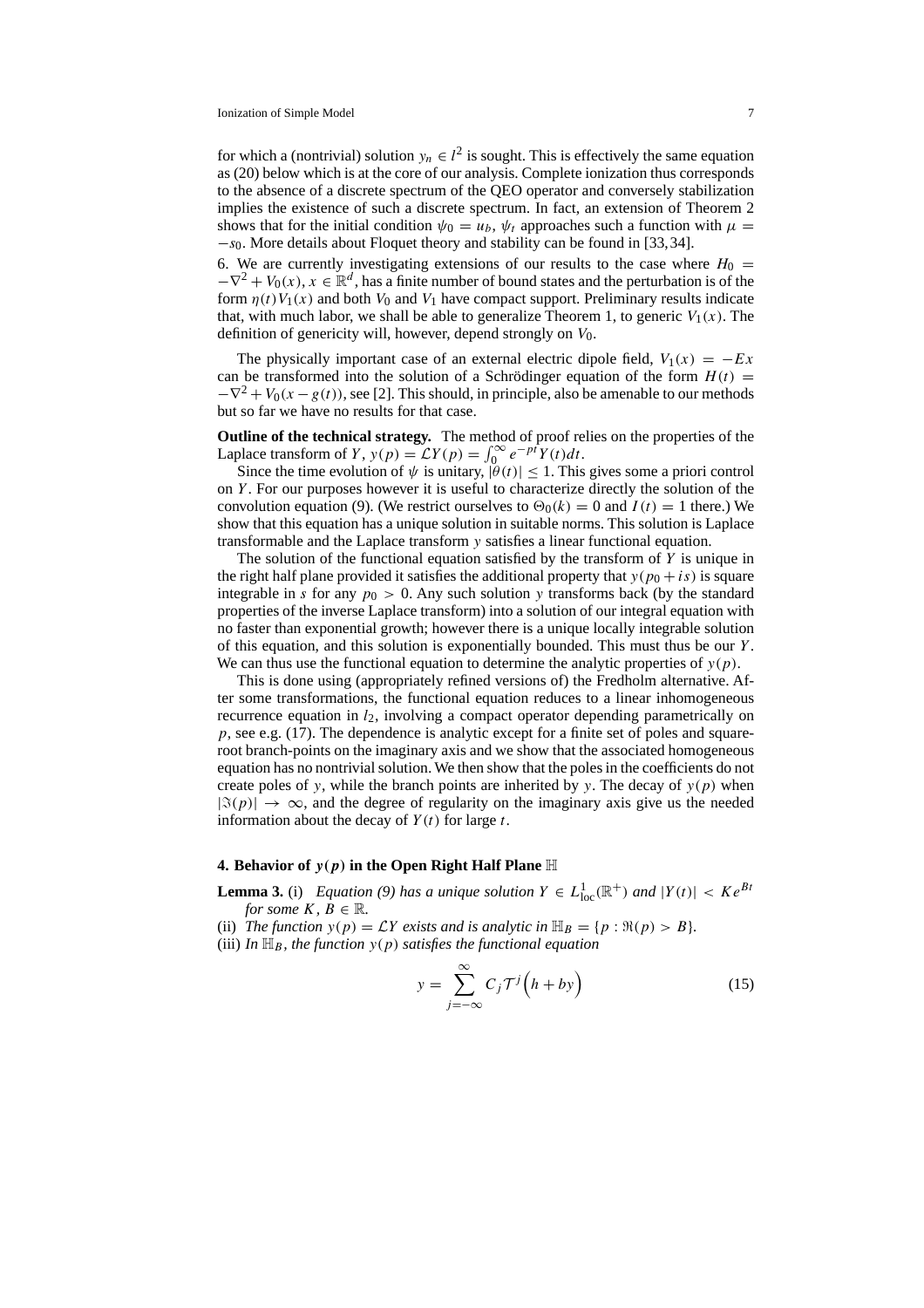for which a (nontrivial) solution $y_n \in l^2$ is sought. This is effectively the same equation as (20) below which is at the core of our analysis. Complete ionization thus corresponds to the absence of a discrete spectrum of the QEO operator and conversely stabilization implies the existence of such a discrete spectrum. In fact, an extension of Theorem 2 shows that for the initial condition $\psi_0 = u_b$, $\psi_t$ approaches such a function with $\mu = -s_0$. More details about Floquet theory and stability can be found in [33,34].

6. We are currently investigating extensions of our results to the case where $H_0 = -\nabla^2 + V_0(x)$, $x \in \mathbb{R}^d$, has a finite number of bound states and the perturbation is of the form $\eta(t)V_1(x)$ and both $V_0$ and $V_1$ have compact support. Preliminary results indicate that, with much labor, we shall be able to generalize Theorem 1, to generic $V_1(x)$. The definition of genericity will, however, depend strongly on $V_0$.

The physically important case of an external electric dipole field, $V_1(x) = -Ex$ can be transformed into the solution of a Schrödinger equation of the form $H(t) = -\nabla^2 + V_0(x - g(t))$, see [2]. This should, in principle, also be amenable to our methods but so far we have no results for that case.

**Outline of the technical strategy.** The method of proof relies on the properties of the Laplace transform of $Y$, $y(p) = \mathcal{L}Y(p) = \int_0^\infty e^{-pt}Y(t)dt$.

Since the time evolution of $\psi$ is unitary, $|\theta(t)| \leq 1$. This gives some a priori control on $Y$. For our purposes however it is useful to characterize directly the solution of the convolution equation (9). (We restrict ourselves to $\Theta_0(k) = 0$ and $I(t) = 1$ there.) We show that this equation has a unique solution in suitable norms. This solution is Laplace transformable and the Laplace transform $y$ satisfies a linear functional equation.

The solution of the functional equation satisfied by the transform of $Y$ is unique in the right half plane provided it satisfies the additional property that $y(p_0 + is)$ is square integrable in $s$ for any $p_0 > 0$. Any such solution $y$ transforms back (by the standard properties of the inverse Laplace transform) into a solution of our integral equation with no faster than exponential growth; however there is a unique locally integrable solution of this equation, and this solution is exponentially bounded. This must thus be our $Y$. We can thus use the functional equation to determine the analytic properties of $y(p)$.

This is done using (appropriately refined versions of) the Fredholm alternative. After some transformations, the functional equation reduces to a linear inhomogeneous recurrence equation in $l_2$, involving a compact operator depending parametrically on $p$, see e.g. (17). The dependence is analytic except for a finite set of poles and square-root branch-points on the imaginary axis and we show that the associated homogeneous equation has no nontrivial solution. We then show that the poles in the coefficients do not create poles of $y$, while the branch points are inherited by $y$. The decay of $y(p)$ when $|\Im(p)| \to \infty$, and the degree of regularity on the imaginary axis give us the needed information about the decay of $Y(t)$ for large $t$.

## 4. Behavior of $y(p)$ in the Open Right Half Plane $\mathbb{H}$

**Lemma 3.** (i) *Equation (9) has a unique solution $Y \in L^1_{\mathrm{loc}}(\mathbb{R}^+)$ and $|Y(t)| < Ke^{Bt}$ for some $K, B \in \mathbb{R}$.*

(ii) *The function $y(p) = \mathcal{L}Y$ exists and is analytic in $\mathbb{H}_B = \{p : \Re(p) > B\}$.*

(iii) *In $\mathbb{H}_B$, the function $y(p)$ satisfies the functional equation*

$$y = \sum_{j=-\infty}^{\infty} C_j \mathcal{T}^j \Big( h + by \Big) \tag{15}$$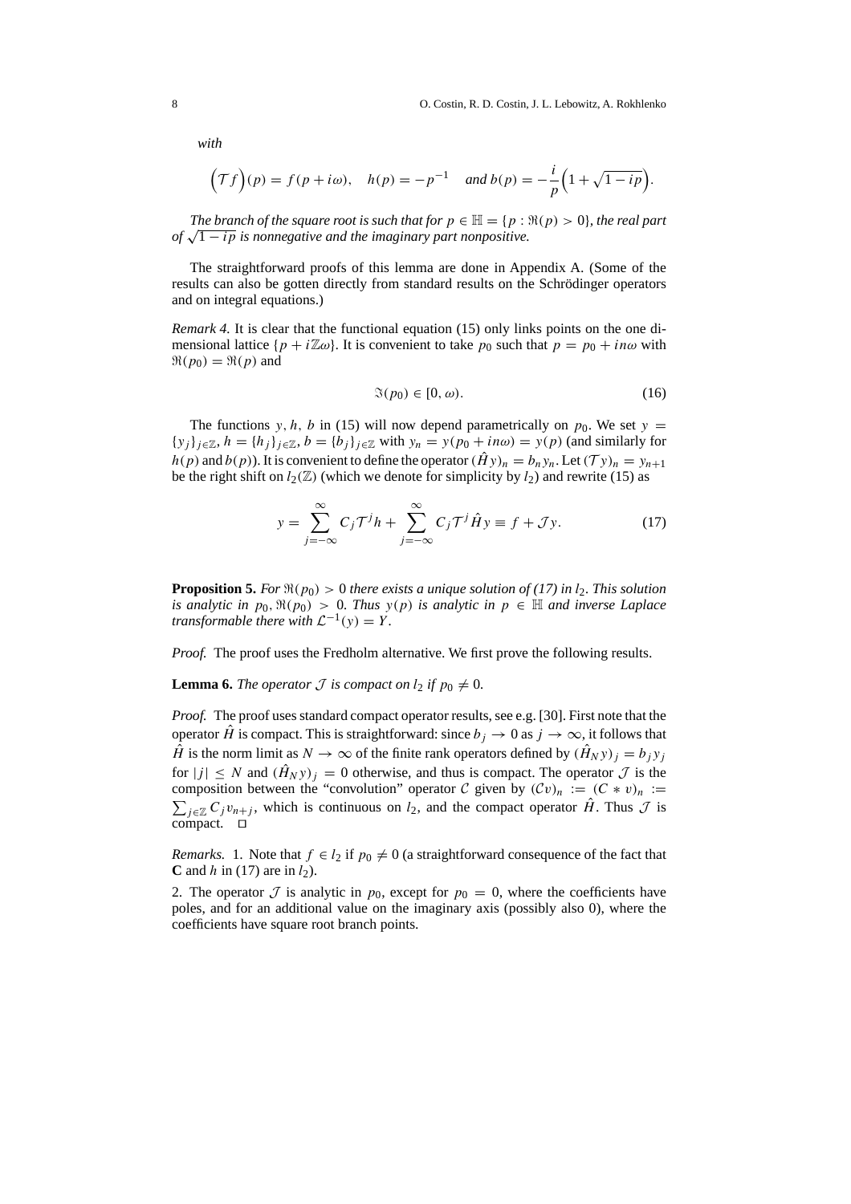*with*

$$\Big(\mathcal{T}f\Big)(p)=f(p+i\omega),\quad h(p)=-p^{-1}\quad \textit{and}\ b(p)=-\frac{i}{p}\Big(1+\sqrt{1-ip}\Big).$$

*The branch of the square root is such that for $p\in\mathbb{H}=\{p:\Re(p)>0\}$, the real part of $\sqrt{1-ip}$ is nonnegative and the imaginary part nonpositive.*

The straightforward proofs of this lemma are done in Appendix A. (Some of the results can also be gotten directly from standard results on the Schrödinger operators and on integral equations.)

*Remark 4.* It is clear that the functional equation (15) only links points on the one dimensional lattice $\{p+i\mathbb{Z}\omega\}$. It is convenient to take $p_0$ such that $p=p_0+in\omega$ with $\Re(p_0)=\Re(p)$ and

$$\Im(p_0)\in[0,\omega). \tag{16}$$

The functions $y, h, b$ in (15) will now depend parametrically on $p_0$. We set $y=\{y_j\}_{j\in\mathbb{Z}}$, $h=\{h_j\}_{j\in\mathbb{Z}}$, $b=\{b_j\}_{j\in\mathbb{Z}}$ with $y_n=y(p_0+in\omega)=y(p)$ (and similarly for $h(p)$ and $b(p)$). It is convenient to define the operator $(\hat{H}y)_n=b_ny_n$. Let $(\mathcal{T}y)_n=y_{n+1}$ be the right shift on $l_2(\mathbb{Z})$ (which we denote for simplicity by $l_2$) and rewrite (15) as

$$y=\sum_{j=-\infty}^{\infty}C_j\mathcal{T}^jh+\sum_{j=-\infty}^{\infty}C_j\mathcal{T}^j\hat{H}y\equiv f+\mathcal{J}y. \tag{17}$$

**Proposition 5.** *For $\Re(p_0)>0$ there exists a unique solution of (17) in $l_2$. This solution is analytic in $p_0, \Re(p_0)>0$. Thus $y(p)$ is analytic in $p\in\mathbb{H}$ and inverse Laplace transformable there with $\mathcal{L}^{-1}(y)=Y$.*

*Proof.* The proof uses the Fredholm alternative. We first prove the following results.

**Lemma 6.** *The operator $\mathcal{J}$ is compact on $l_2$ if $p_0\neq 0$.*

*Proof.* The proof uses standard compact operator results, see e.g. [30]. First note that the operator $\hat{H}$ is compact. This is straightforward: since $b_j\to 0$ as $j\to\infty$, it follows that $\hat{H}$ is the norm limit as $N\to\infty$ of the finite rank operators defined by $(\hat{H}_Ny)_j=b_jy_j$ for $|j|\le N$ and $(\hat{H}_Ny)_j=0$ otherwise, and thus is compact. The operator $\mathcal{J}$ is the composition between the "convolution" operator $\mathcal{C}$ given by $(\mathcal{C}v)_n:=(C*v)_n:=\sum_{j\in\mathbb{Z}}C_jv_{n+j}$, which is continuous on $l_2$, and the compact operator $\hat{H}$. Thus $\mathcal{J}$ is compact. □

*Remarks.* 1. Note that $f\in l_2$ if $p_0\neq 0$ (a straightforward consequence of the fact that $\mathbf{C}$ and $h$ in (17) are in $l_2$).

2. The operator $\mathcal{J}$ is analytic in $p_0$, except for $p_0=0$, where the coefficients have poles, and for an additional value on the imaginary axis (possibly also 0), where the coefficients have square root branch points.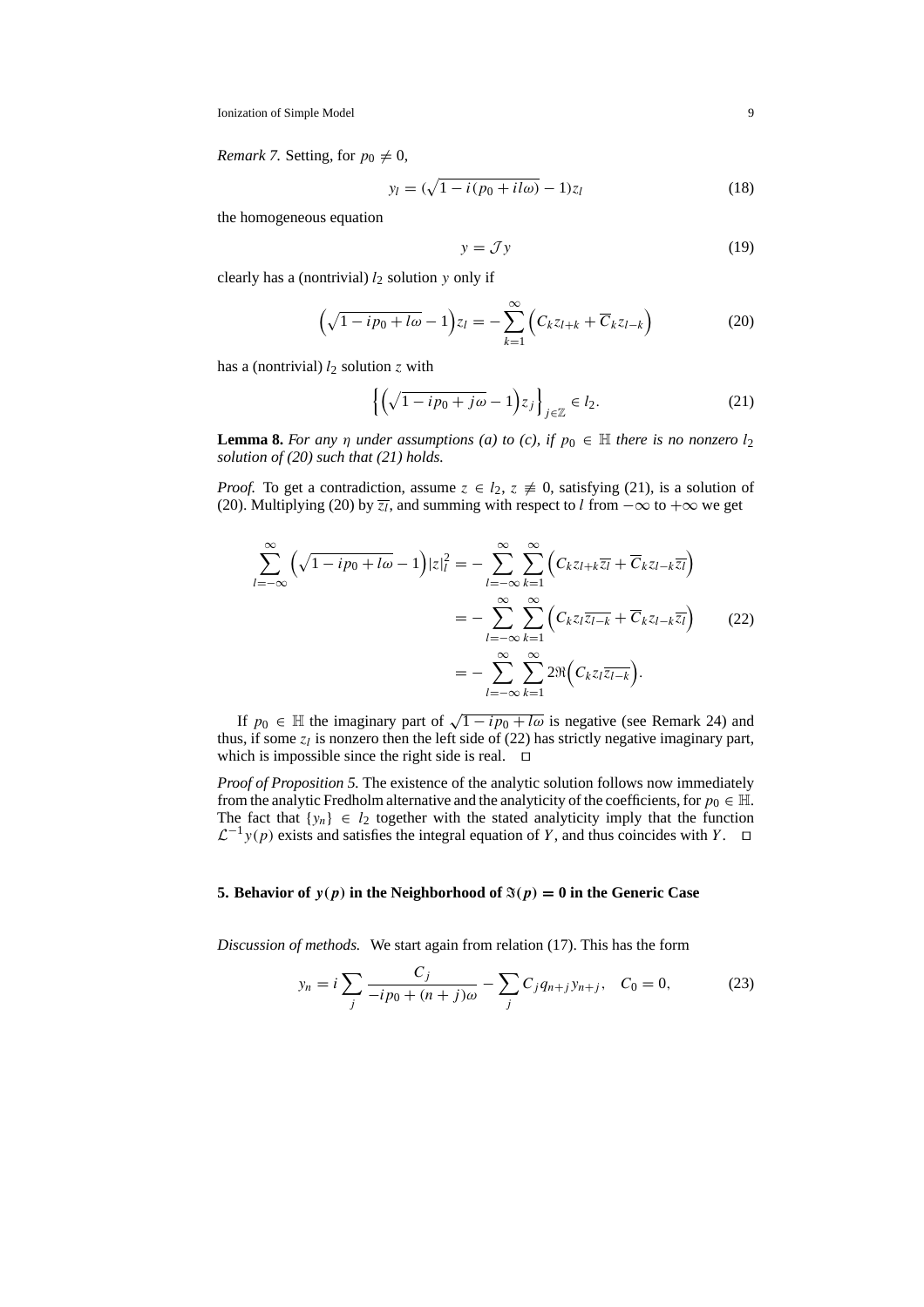*Remark 7.* Setting, for $p_0 \neq 0$,

$$y_l = (\sqrt{1 - i(p_0 + il\omega)} - 1) z_l \tag{18}$$

the homogeneous equation

$$y = \mathcal{J} y \tag{19}$$

clearly has a (nontrivial) $l_2$ solution $y$ only if

$$\left(\sqrt{1 - ip_0 + l\omega} - 1\right) z_l = -\sum_{k=1}^{\infty} \left( C_k z_{l+k} + \overline{C}_k z_{l-k} \right) \tag{20}$$

has a (nontrivial) $l_2$ solution $z$ with

$$\left\{ \left(\sqrt{1 - ip_0 + j\omega} - 1\right) z_j \right\}_{j \in \mathbb{Z}} \in l_2. \tag{21}$$

**Lemma 8.** *For any $\eta$ under assumptions (a) to (c), if $p_0 \in \mathbb{H}$ there is no nonzero $l_2$ solution of (20) such that (21) holds.*

*Proof.* To get a contradiction, assume $z \in l_2$, $z \not\equiv 0$, satisfying (21), is a solution of (20). Multiplying (20) by $\overline{z_l}$, and summing with respect to $l$ from $-\infty$ to $+\infty$ we get

$$\begin{aligned}
\sum_{l=-\infty}^{\infty} \left(\sqrt{1 - ip_0 + l\omega} - 1\right) |z|_l^2 &= -\sum_{l=-\infty}^{\infty} \sum_{k=1}^{\infty} \left( C_k z_{l+k} \overline{z_l} + \overline{C}_k z_{l-k} \overline{z_l} \right) \\
&= -\sum_{l=-\infty}^{\infty} \sum_{k=1}^{\infty} \left( C_k z_l \overline{z_{l-k}} + \overline{C}_k z_{l-k} \overline{z_l} \right) \\
&= -\sum_{l=-\infty}^{\infty} \sum_{k=1}^{\infty} 2\Re\left( C_k z_l \overline{z_{l-k}} \right).
\end{aligned} \tag{22}$$

If $p_0 \in \mathbb{H}$ the imaginary part of $\sqrt{1 - ip_0 + l\omega}$ is negative (see Remark 24) and thus, if some $z_l$ is nonzero then the left side of (22) has strictly negative imaginary part, which is impossible since the right side is real. $\square$

*Proof of Proposition 5.* The existence of the analytic solution follows now immediately from the analytic Fredholm alternative and the analyticity of the coefficients, for $p_0 \in \mathbb{H}$. The fact that $\{y_n\} \in l_2$ together with the stated analyticity imply that the function $\mathcal{L}^{-1} y(p)$ exists and satisfies the integral equation of $Y$, and thus coincides with $Y$. $\square$

## 5. Behavior of $y(p)$ in the Neighborhood of $\Im(p) = 0$ in the Generic Case

*Discussion of methods.* We start again from relation (17). This has the form

$$y_n = i \sum_j \frac{C_j}{-ip_0 + (n+j)\omega} - \sum_j C_j q_{n+j} y_{n+j}, \quad C_0 = 0, \tag{23}$$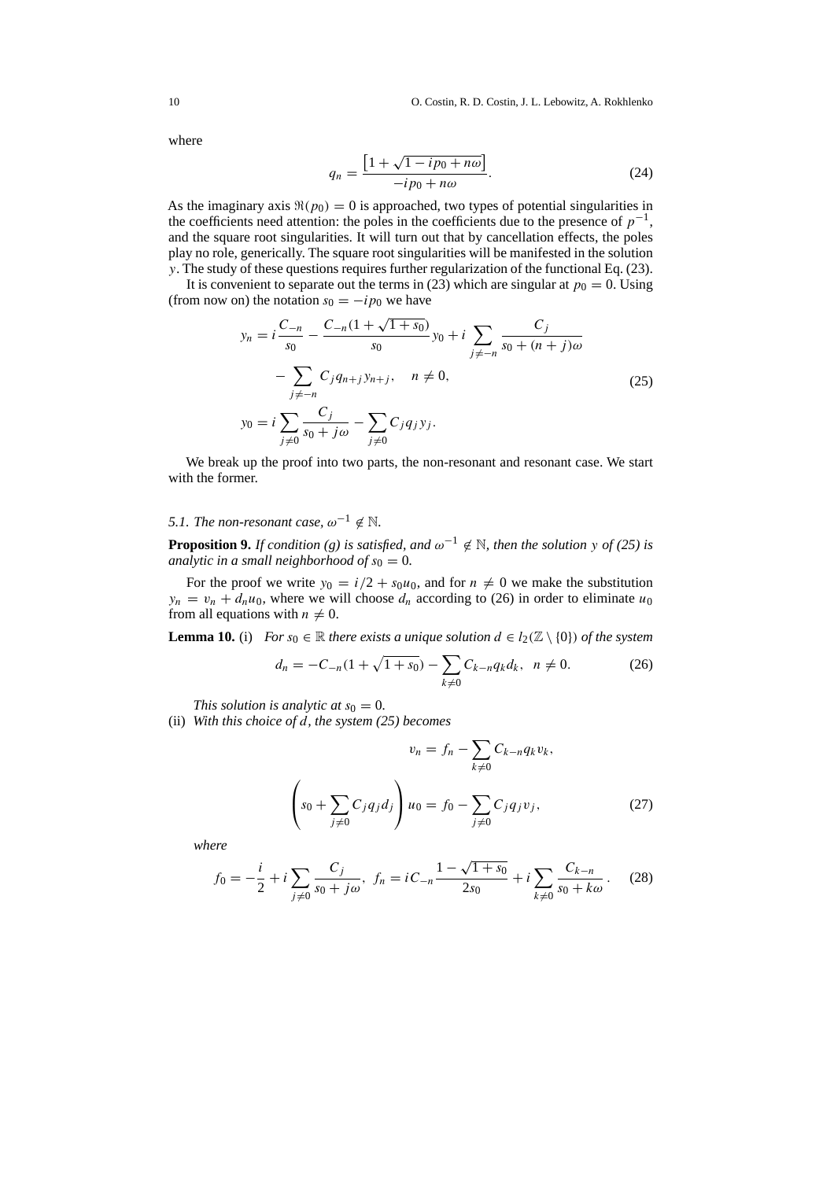where

$$q_n = \frac{\left[1+\sqrt{1-ip_0+n\omega}\right]}{-ip_0+n\omega}. \tag{24}$$

As the imaginary axis $\Re(p_0)=0$ is approached, two types of potential singularities in the coefficients need attention: the poles in the coefficients due to the presence of $p^{-1}$, and the square root singularities. It will turn out that by cancellation effects, the poles play no role, generically. The square root singularities will be manifested in the solution $y$. The study of these questions requires further regularization of the functional Eq. (23).

It is convenient to separate out the terms in (23) which are singular at $p_0 = 0$. Using (from now on) the notation $s_0 = -ip_0$ we have

$$\begin{aligned}
y_n &= i\frac{C_{-n}}{s_0} - \frac{C_{-n}(1+\sqrt{1+s_0})}{s_0}y_0 + i\sum_{j\neq -n}\frac{C_j}{s_0+(n+j)\omega} \\
&\quad - \sum_{j\neq -n} C_j q_{n+j} y_{n+j}, \quad n\neq 0, \\
y_0 &= i\sum_{j\neq 0}\frac{C_j}{s_0+j\omega} - \sum_{j\neq 0} C_j q_j y_j.
\end{aligned} \tag{25}$$

We break up the proof into two parts, the non-resonant and resonant case. We start with the former.

### 5.1. The non-resonant case, $\omega^{-1}\notin\mathbb{N}$.

**Proposition 9.** *If condition (g) is satisfied, and $\omega^{-1}\notin\mathbb{N}$, then the solution $y$ of (25) is analytic in a small neighborhood of $s_0 = 0$.*

For the proof we write $y_0 = i/2 + s_0 u_0$, and for $n\neq 0$ we make the substitution $y_n = v_n + d_n u_0$, where we will choose $d_n$ according to (26) in order to eliminate $u_0$ from all equations with $n\neq 0$.

**Lemma 10.** (i) *For $s_0\in\mathbb{R}$ there exists a unique solution $d\in l_2(\mathbb{Z}\setminus\{0\})$ of the system*

$$d_n = -C_{-n}(1+\sqrt{1+s_0}) - \sum_{k\neq 0} C_{k-n} q_k d_k, \quad n\neq 0. \tag{26}$$

*This solution is analytic at $s_0=0$.*

(ii) *With this choice of $d$, the system (25) becomes*

$$\begin{aligned}
v_n &= f_n - \sum_{k\neq 0} C_{k-n} q_k v_k, \\
\left(s_0 + \sum_{j\neq 0} C_j q_j d_j\right) u_0 &= f_0 - \sum_{j\neq 0} C_j q_j v_j,
\end{aligned} \tag{27}$$

*where*

$$f_0 = -\frac{i}{2} + i\sum_{j\neq 0}\frac{C_j}{s_0+j\omega}, \;\; f_n = iC_{-n}\frac{1-\sqrt{1+s_0}}{2s_0} + i\sum_{k\neq 0}\frac{C_{k-n}}{s_0+k\omega}. \tag{28}$$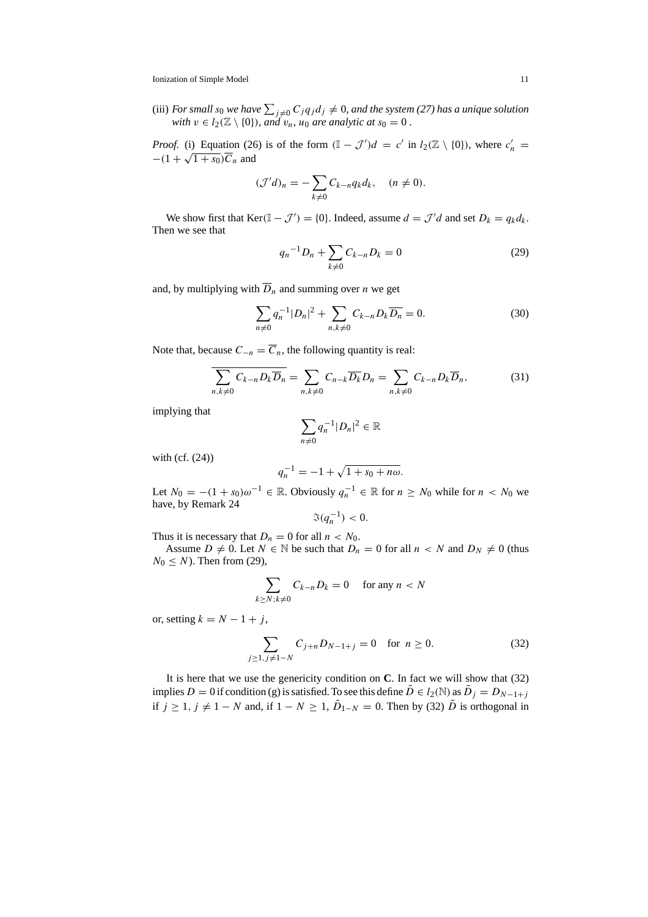(iii) *For small $s_0$ we have $\sum_{j\neq 0} C_j q_j d_j \neq 0$, and the system (27) has a unique solution with $v \in l_2(\mathbb{Z}\setminus\{0\})$, and $v_n$, $u_0$ are analytic at $s_0 = 0$ .*

*Proof.* (i) Equation (26) is of the form $(\mathbb{I} - \mathcal{J}')d = c'$ in $l_2(\mathbb{Z}\setminus\{0\})$, where $c'_n = -(1+\sqrt{1+s_0})\overline{C}_n$ and

$$(\mathcal{J}'d)_n = -\sum_{k\neq 0} C_{k-n} q_k d_k, \quad (n \neq 0).$$

We show first that $\operatorname{Ker}(\mathbb{I} - \mathcal{J}') = \{0\}$. Indeed, assume $d = \mathcal{J}'d$ and set $D_k = q_k d_k$. Then we see that

$$q_n{}^{-1} D_n + \sum_{k\neq 0} C_{k-n} D_k = 0 \tag{29}$$

and, by multiplying with $\overline{D}_n$ and summing over $n$ we get

$$\sum_{n\neq 0} q_n^{-1} |D_n|^2 + \sum_{n,k\neq 0} C_{k-n} D_k \overline{D_n} = 0. \tag{30}$$

Note that, because $C_{-n} = \overline{C}_n$, the following quantity is real:

$$\overline{\sum_{n,k\neq 0} C_{k-n} D_k \overline{D}_n} = \sum_{n,k\neq 0} C_{n-k} \overline{D_k} D_n = \sum_{n,k\neq 0} C_{k-n} D_k \overline{D}_n, \tag{31}$$

implying that

$$\sum_{n\neq 0} q_n^{-1} |D_n|^2 \in \mathbb{R}$$

with (cf. (24))

$$q_n^{-1} = -1 + \sqrt{1 + s_0 + n\omega}.$$

Let $N_0 = -(1+s_0)\omega^{-1} \in \mathbb{R}$. Obviously $q_n^{-1} \in \mathbb{R}$ for $n \geq N_0$ while for $n < N_0$ we have, by Remark 24

$$\Im(q_n^{-1}) < 0.$$

Thus it is necessary that $D_n = 0$ for all $n < N_0$.

Assume $D \neq 0$. Let $N \in \mathbb{N}$ be such that $D_n = 0$ for all $n < N$ and $D_N \neq 0$ (thus $N_0 \leq N$). Then from (29),

$$\sum_{k\geq N; k\neq 0} C_{k-n} D_k = 0 \quad \text{ for any } n < N$$

or, setting $k = N - 1 + j$,

$$\sum_{j\geq 1, j\neq 1-N} C_{j+n} D_{N-1+j} = 0 \quad \text{for } \ n \geq 0. \tag{32}$$

It is here that we use the genericity condition on $\mathbf{C}$. In fact we will show that (32) implies $D = 0$ if condition (g) is satisfied. To see this define $\tilde{D} \in l_2(\mathbb{N})$ as $\tilde{D}_j = D_{N-1+j}$ if $j \geq 1$, $j \neq 1 - N$ and, if $1 - N \geq 1$, $\tilde{D}_{1-N} = 0$. Then by (32) $\tilde{D}$ is orthogonal in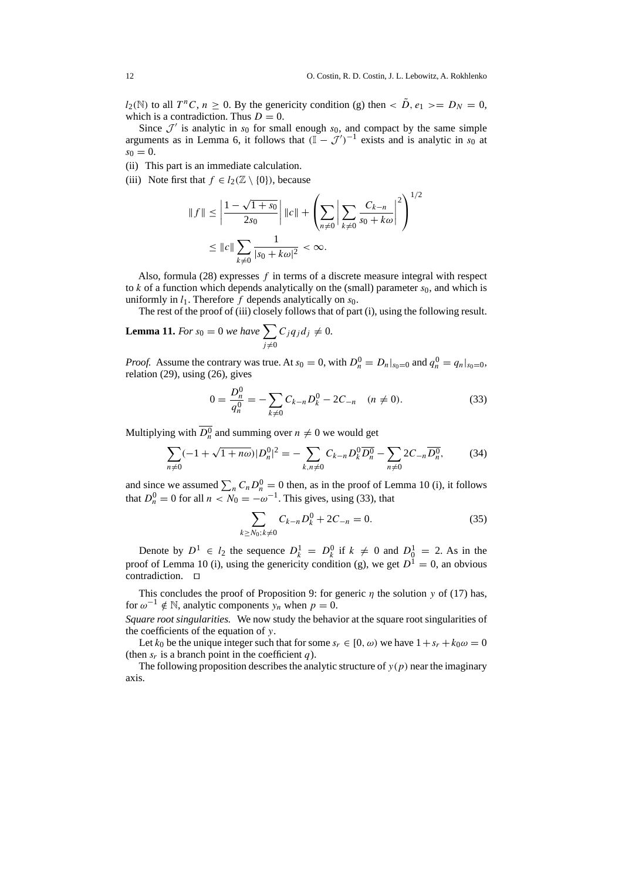$l_2(\mathbb{N})$ to all $T^n C$, $n \geq 0$. By the genericity condition (g) then $< \tilde{D}, e_1 >= D_N = 0$, which is a contradiction. Thus $D = 0$.

Since $\mathcal{J}'$ is analytic in $s_0$ for small enough $s_0$, and compact by the same simple arguments as in Lemma 6, it follows that $(\mathbb{I} - \mathcal{J}')^{-1}$ exists and is analytic in $s_0$ at $s_0 = 0$.

(ii) This part is an immediate calculation.

(iii) Note first that $f \in l_2(\mathbb{Z} \setminus \{0\})$, because

$$\|f\| \leq \left| \frac{1 - \sqrt{1 + s_0}}{2 s_0} \right| \|c\| + \left( \sum_{n \neq 0} \left| \sum_{k \neq 0} \frac{C_{k-n}}{s_0 + k\omega} \right|^2 \right)^{1/2}$$
$$\leq \|c\| \sum_{k \neq 0} \frac{1}{|s_0 + k\omega|^2} < \infty.$$

Also, formula (28) expresses $f$ in terms of a discrete measure integral with respect to $k$ of a function which depends analytically on the (small) parameter $s_0$, and which is uniformly in $l_1$. Therefore $f$ depends analytically on $s_0$.

The rest of the proof of (iii) closely follows that of part (i), using the following result.

**Lemma 11.** *For $s_0 = 0$ we have $\sum_{j \neq 0} C_j q_j d_j \neq 0$.*

*Proof.* Assume the contrary was true. At $s_0 = 0$, with $D_n^0 = D_n|_{s_0=0}$ and $q_n^0 = q_n|_{s_0=0}$, relation (29), using (26), gives

$$0 = \frac{D_n^0}{q_n^0} = - \sum_{k \neq 0} C_{k-n} D_k^0 - 2C_{-n} \quad (n \neq 0). \tag{33}$$

Multiplying with $\overline{D_n^0}$ and summing over $n \neq 0$ we would get

$$\sum_{n \neq 0} (-1 + \sqrt{1 + n\omega}) |D_n^0|^2 = - \sum_{k,n \neq 0} C_{k-n} D_k^0 \overline{D_n^0} - \sum_{n \neq 0} 2C_{-n} \overline{D_n^0}, \tag{34}$$

and since we assumed $\sum_n C_n D_n^0 = 0$ then, as in the proof of Lemma 10 (i), it follows that $D_n^0 = 0$ for all $n < N_0 = -\omega^{-1}$. This gives, using (33), that

$$\sum_{k \geq N_0; k \neq 0} C_{k-n} D_k^0 + 2C_{-n} = 0. \tag{35}$$

Denote by $D^1 \in l_2$ the sequence $D_k^1 = D_k^0$ if $k \neq 0$ and $D_0^1 = 2$. As in the proof of Lemma 10 (i), using the genericity condition (g), we get $D^1 = 0$, an obvious contradiction. □

This concludes the proof of Proposition 9: for generic $\eta$ the solution $y$ of (17) has, for $\omega^{-1} \notin \mathbb{N}$, analytic components $y_n$ when $p = 0$.

*Square root singularities.* We now study the behavior at the square root singularities of the coefficients of the equation of $y$.

Let $k_0$ be the unique integer such that for some $s_r \in [0, \omega)$ we have $1 + s_r + k_0\omega = 0$ (then $s_r$ is a branch point in the coefficient $q$).

The following proposition describes the analytic structure of $y(p)$ near the imaginary axis.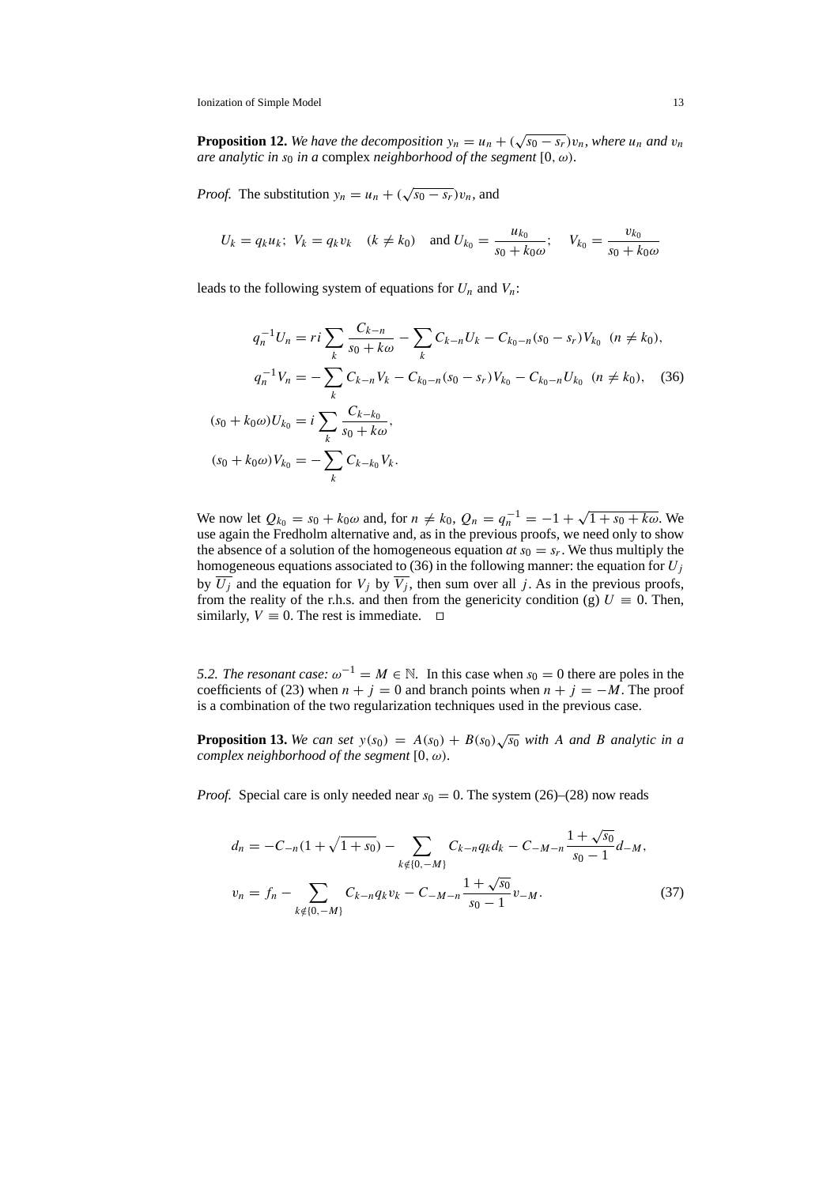**Proposition 12.** *We have the decomposition $y_n = u_n + (\sqrt{s_0 - s_r})v_n$, where $u_n$ and $v_n$ are analytic in $s_0$ in a* complex *neighborhood of the segment* $[0, \omega)$.

*Proof.* The substitution $y_n = u_n + (\sqrt{s_0 - s_r})v_n$, and

$$U_k = q_k u_k;\;\; V_k = q_k v_k \quad (k \neq k_0) \quad \text{and } U_{k_0} = \frac{u_{k_0}}{s_0 + k_0\omega};\quad V_{k_0} = \frac{v_{k_0}}{s_0 + k_0\omega}$$

leads to the following system of equations for $U_n$ and $V_n$:

$$\begin{aligned}
q_n^{-1}U_n &= ri\sum_k \frac{C_{k-n}}{s_0 + k\omega} - \sum_k C_{k-n}U_k - C_{k_0-n}(s_0 - s_r)V_{k_0} \;\; (n \neq k_0),\\
q_n^{-1}V_n &= -\sum_k C_{k-n}V_k - C_{k_0-n}(s_0 - s_r)V_{k_0} - C_{k_0-n}U_{k_0} \;\; (n \neq k_0), \qquad (36)\\
(s_0 + k_0\omega)U_{k_0} &= i\sum_k \frac{C_{k-k_0}}{s_0 + k\omega},\\
(s_0 + k_0\omega)V_{k_0} &= -\sum_k C_{k-k_0}V_k.
\end{aligned}$$

We now let $Q_{k_0} = s_0 + k_0\omega$ and, for $n \neq k_0$, $Q_n = q_n^{-1} = -1 + \sqrt{1 + s_0 + k\omega}$. We use again the Fredholm alternative and, as in the previous proofs, we need only to show the absence of a solution of the homogeneous equation *at* $s_0 = s_r$. We thus multiply the homogeneous equations associated to (36) in the following manner: the equation for $U_j$ by $\overline{U_j}$ and the equation for $V_j$ by $\overline{V_j}$, then sum over all $j$. As in the previous proofs, from the reality of the r.h.s. and then from the genericity condition (g) $U \equiv 0$. Then, similarly, $V \equiv 0$. The rest is immediate. $\square$

*5.2. The resonant case:* $\omega^{-1} = M \in \mathbb{N}$. In this case when $s_0 = 0$ there are poles in the coefficients of (23) when $n + j = 0$ and branch points when $n + j = -M$. The proof is a combination of the two regularization techniques used in the previous case.

**Proposition 13.** *We can set $y(s_0) = A(s_0) + B(s_0)\sqrt{s_0}$ with $A$ and $B$ analytic in a complex neighborhood of the segment* $[0, \omega)$.

*Proof.* Special care is only needed near $s_0 = 0$. The system (26)–(28) now reads

$$\begin{aligned}
d_n &= -C_{-n}(1 + \sqrt{1 + s_0}) - \sum_{k \notin \{0,-M\}} C_{k-n}q_k d_k - C_{-M-n}\frac{1 + \sqrt{s_0}}{s_0 - 1}d_{-M},\\
v_n &= f_n - \sum_{k \notin \{0,-M\}} C_{k-n}q_k v_k - C_{-M-n}\frac{1 + \sqrt{s_0}}{s_0 - 1}v_{-M}. \qquad (37)
\end{aligned}$$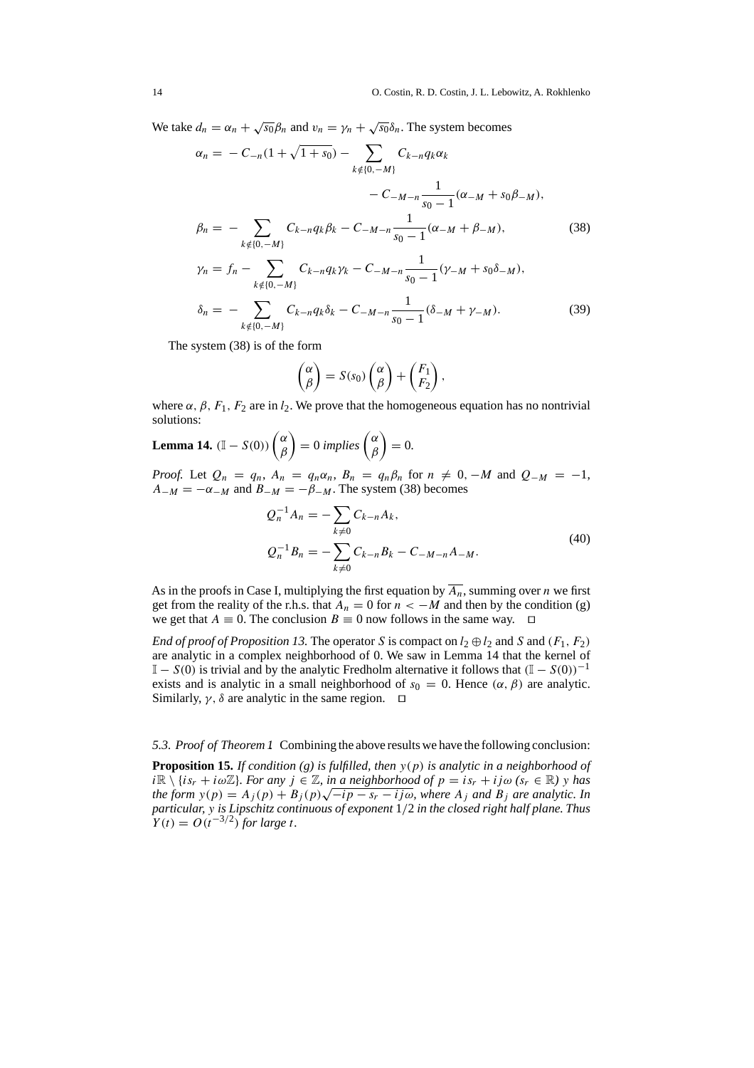We take $d_n = \alpha_n + \sqrt{s_0}\beta_n$ and $v_n = \gamma_n + \sqrt{s_0}\delta_n$. The system becomes

$$
\begin{aligned}
\alpha_n = & - C_{-n}(1+\sqrt{1+s_0}) - \sum_{k\notin\{0,-M\}} C_{k-n} q_k \alpha_k \\
& \qquad\qquad - C_{-M-n}\frac{1}{s_0-1}(\alpha_{-M} + s_0\beta_{-M}), \\
\beta_n = & - \sum_{k\notin\{0,-M\}} C_{k-n} q_k \beta_k - C_{-M-n}\frac{1}{s_0-1}(\alpha_{-M} + \beta_{-M}), \qquad (38) \\
\gamma_n = & f_n - \sum_{k\notin\{0,-M\}} C_{k-n} q_k \gamma_k - C_{-M-n}\frac{1}{s_0-1}(\gamma_{-M} + s_0\delta_{-M}), \\
\delta_n = & - \sum_{k\notin\{0,-M\}} C_{k-n} q_k \delta_k - C_{-M-n}\frac{1}{s_0-1}(\delta_{-M} + \gamma_{-M}). \qquad (39)
\end{aligned}
$$

The system (38) is of the form

$$
\begin{pmatrix}\alpha\\ \beta\end{pmatrix} = S(s_0)\begin{pmatrix}\alpha\\ \beta\end{pmatrix} + \begin{pmatrix}F_1\\ F_2\end{pmatrix},
$$

where $\alpha, \beta, F_1, F_2$ are in $l_2$. We prove that the homogeneous equation has no nontrivial solutions:

**Lemma 14.** $(\mathbb{I} - S(0))\begin{pmatrix}\alpha\\ \beta\end{pmatrix} = 0$ *implies* $\begin{pmatrix}\alpha\\ \beta\end{pmatrix} = 0$.

*Proof.* Let $Q_n = q_n$, $A_n = q_n\alpha_n$, $B_n = q_n\beta_n$ for $n \neq 0, -M$ and $Q_{-M} = -1$, $A_{-M} = -\alpha_{-M}$ and $B_{-M} = -\beta_{-M}$. The system (38) becomes

$$
\begin{aligned}
Q_n^{-1}A_n &= -\sum_{k\neq 0} C_{k-n}A_k, \\
Q_n^{-1}B_n &= -\sum_{k\neq 0} C_{k-n}B_k - C_{-M-n}A_{-M}.
\end{aligned} \qquad (40)
$$

As in the proofs in Case I, multiplying the first equation by $\overline{A_n}$, summing over $n$ we first get from the reality of the r.h.s. that $A_n = 0$ for $n < -M$ and then by the condition (g) we get that $A \equiv 0$. The conclusion $B \equiv 0$ now follows in the same way. ◻

*End of proof of Proposition 13.* The operator $S$ is compact on $l_2 \oplus l_2$ and $S$ and $(F_1, F_2)$ are analytic in a complex neighborhood of 0. We saw in Lemma 14 that the kernel of $\mathbb{I} - S(0)$ is trivial and by the analytic Fredholm alternative it follows that $(\mathbb{I} - S(0))^{-1}$ exists and is analytic in a small neighborhood of $s_0 = 0$. Hence $(\alpha, \beta)$ are analytic. Similarly, $\gamma, \delta$ are analytic in the same region. ◻

*5.3. Proof of Theorem 1* Combining the above results we have the following conclusion:

**Proposition 15.** *If condition (g) is fulfilled, then $y(p)$ is analytic in a neighborhood of $i\mathbb{R} \setminus \{is_r + i\omega\mathbb{Z}\}$. For any $j \in \mathbb{Z}$, in a neighborhood of $p = is_r + ij\omega$ ($s_r \in \mathbb{R}$) $y$ has the form $y(p) = A_j(p) + B_j(p)\sqrt{-ip - s_r - ij\omega}$, where $A_j$ and $B_j$ are analytic. In particular, $y$ is Lipschitz continuous of exponent $1/2$ in the closed right half plane. Thus $Y(t) = O(t^{-3/2})$ for large $t$.*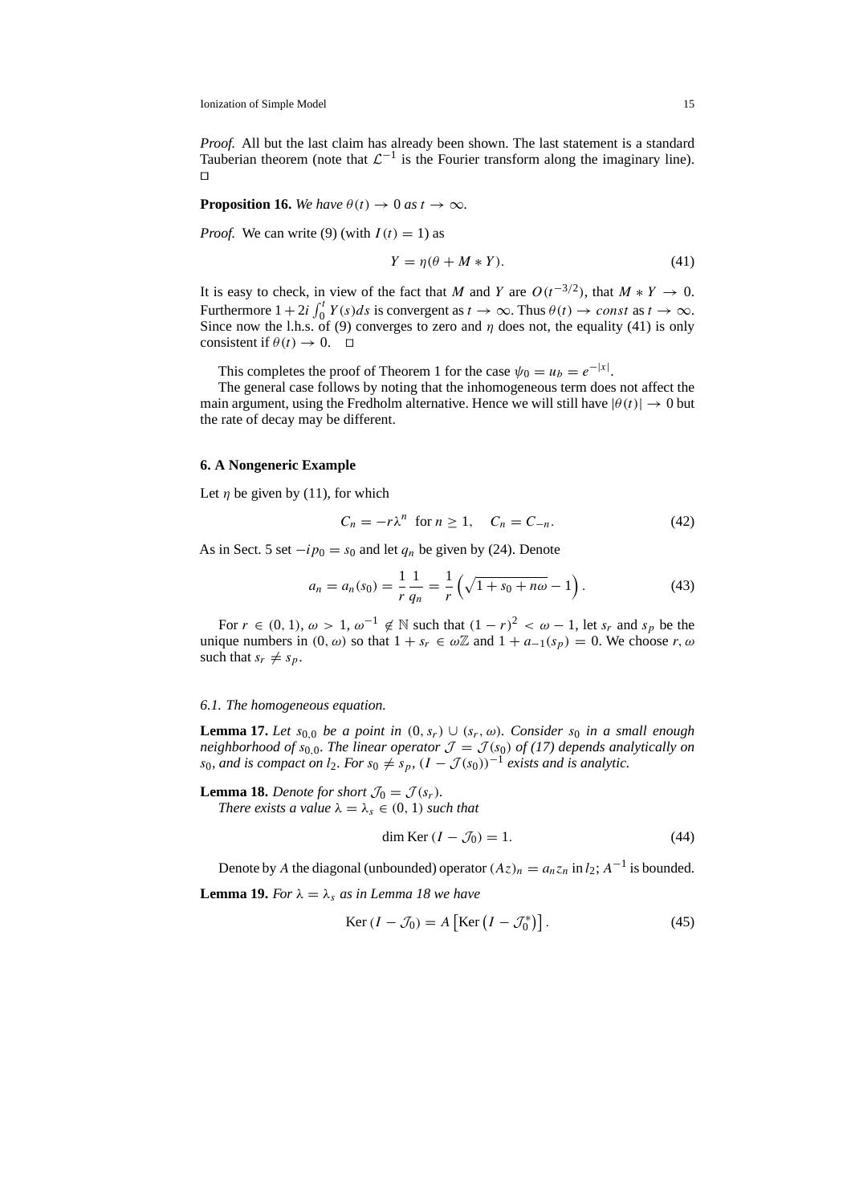*Proof.* All but the last claim has already been shown. The last statement is a standard Tauberian theorem (note that $\mathcal{L}^{-1}$ is the Fourier transform along the imaginary line). $\square$

**Proposition 16.** *We have $\theta(t) \to 0$ as $t \to \infty$.*

*Proof.* We can write (9) (with $I(t) = 1$) as

$$Y = \eta(\theta + M * Y). \tag{41}$$

It is easy to check, in view of the fact that $M$ and $Y$ are $O(t^{-3/2})$, that $M * Y \to 0$. Furthermore $1 + 2i \int_0^t Y(s)ds$ is convergent as $t \to \infty$. Thus $\theta(t) \to const$ as $t \to \infty$. Since now the l.h.s. of (9) converges to zero and $\eta$ does not, the equality (41) is only consistent if $\theta(t) \to 0$. $\square$

This completes the proof of Theorem 1 for the case $\psi_0 = u_b = e^{-|x|}$.

The general case follows by noting that the inhomogeneous term does not affect the main argument, using the Fredholm alternative. Hence we will still have $|\theta(t)| \to 0$ but the rate of decay may be different.

## 6. A Nongeneric Example

Let $\eta$ be given by (11), for which

$$C_n = -r\lambda^n \quad \text{for } n \geq 1, \quad C_n = C_{-n}. \tag{42}$$

As in Sect. 5 set $-ip_0 = s_0$ and let $q_n$ be given by (24). Denote

$$a_n = a_n(s_0) = \frac{1}{r}\frac{1}{q_n} = \frac{1}{r}\left(\sqrt{1 + s_0 + n\omega} - 1\right). \tag{43}$$

For $r \in (0, 1)$, $\omega > 1$, $\omega^{-1} \notin \mathbb{N}$ such that $(1 - r)^2 < \omega - 1$, let $s_r$ and $s_p$ be the unique numbers in $(0, \omega)$ so that $1 + s_r \in \omega\mathbb{Z}$ and $1 + a_{-1}(s_p) = 0$. We choose $r, \omega$ such that $s_r \neq s_p$.

### 6.1. The homogeneous equation.

**Lemma 17.** *Let $s_{0,0}$ be a point in $(0, s_r) \cup (s_r, \omega)$. Consider $s_0$ in a small enough neighborhood of $s_{0,0}$. The linear operator $\mathcal{J} = \mathcal{J}(s_0)$ of (17) depends analytically on $s_0$, and is compact on $l_2$. For $s_0 \neq s_p$, $(I - \mathcal{J}(s_0))^{-1}$ exists and is analytic.*

**Lemma 18.** *Denote for short $\mathcal{J}_0 = \mathcal{J}(s_r)$.*
*There exists a value $\lambda = \lambda_s \in (0, 1)$ such that*

$$\dim \operatorname{Ker}(I - \mathcal{J}_0) = 1. \tag{44}$$

Denote by $A$ the diagonal (unbounded) operator $(Az)_n = a_n z_n$ in $l_2$; $A^{-1}$ is bounded.

**Lemma 19.** *For $\lambda = \lambda_s$ as in Lemma 18 we have*

$$\operatorname{Ker}(I - \mathcal{J}_0) = A\left[\operatorname{Ker}\left(I - \mathcal{J}_0^*\right)\right]. \tag{45}$$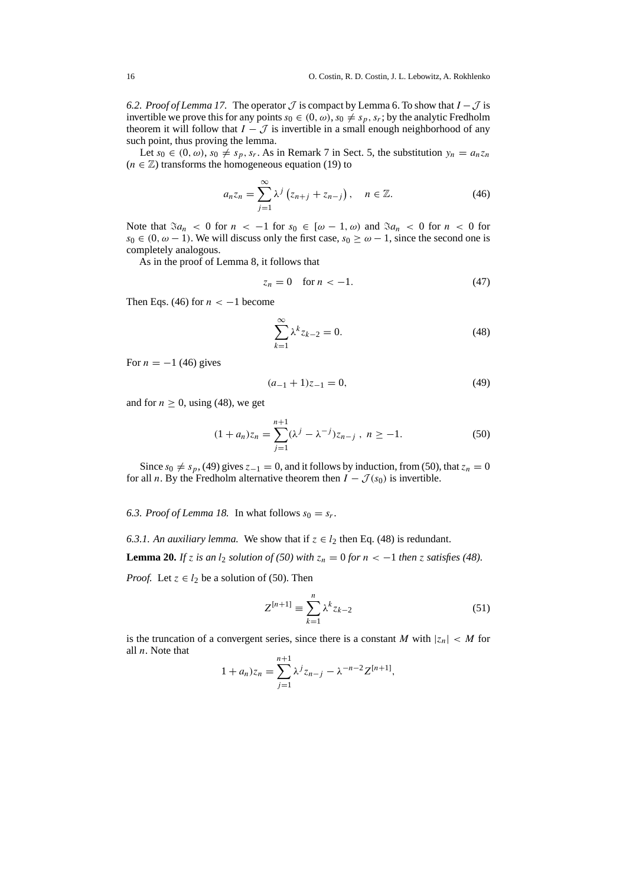*6.2. Proof of Lemma 17.* The operator $\mathcal{J}$ is compact by Lemma 6. To show that $I - \mathcal{J}$ is invertible we prove this for any points $s_0 \in (0, \omega)$, $s_0 \neq s_p, s_r$; by the analytic Fredholm theorem it will follow that $I - \mathcal{J}$ is invertible in a small enough neighborhood of any such point, thus proving the lemma.

Let $s_0 \in (0, \omega)$, $s_0 \neq s_p, s_r$. As in Remark 7 in Sect. 5, the substitution $y_n = a_n z_n$ ($n \in \mathbb{Z}$) transforms the homogeneous equation (19) to

$$a_n z_n = \sum_{j=1}^{\infty} \lambda^j \left( z_{n+j} + z_{n-j} \right), \quad n \in \mathbb{Z}. \tag{46}$$

Note that $\Im a_n < 0$ for $n < -1$ for $s_0 \in [\omega - 1, \omega)$ and $\Im a_n < 0$ for $n < 0$ for $s_0 \in (0, \omega - 1)$. We will discuss only the first case, $s_0 \geq \omega - 1$, since the second one is completely analogous.

As in the proof of Lemma 8, it follows that

$$z_n = 0 \quad \text{for } n < -1. \tag{47}$$

Then Eqs. (46) for $n < -1$ become

$$\sum_{k=1}^{\infty} \lambda^k z_{k-2} = 0. \tag{48}$$

For $n = -1$ (46) gives

$$(a_{-1} + 1) z_{-1} = 0, \tag{49}$$

and for $n \geq 0$, using (48), we get

$$(1 + a_n) z_n = \sum_{j=1}^{n+1} (\lambda^j - \lambda^{-j}) z_{n-j} \,, \; n \geq -1. \tag{50}$$

Since $s_0 \neq s_p$, (49) gives $z_{-1} = 0$, and it follows by induction, from (50), that $z_n = 0$ for all $n$. By the Fredholm alternative theorem then $I - \mathcal{J}(s_0)$ is invertible.

*6.3. Proof of Lemma 18.* In what follows $s_0 = s_r$.

*6.3.1. An auxiliary lemma.* We show that if $z \in l_2$ then Eq. (48) is redundant.

**Lemma 20.** *If $z$ is an $l_2$ solution of (50) with $z_n = 0$ for $n < -1$ then $z$ satisfies (48).*

*Proof.* Let $z \in l_2$ be a solution of (50). Then

$$Z^{[n+1]} \equiv \sum_{k=1}^{n} \lambda^k z_{k-2} \tag{51}$$

is the truncation of a convergent series, since there is a constant $M$ with $|z_n| < M$ for all $n$. Note that

$$1 + a_n) z_n = \sum_{j=1}^{n+1} \lambda^j z_{n-j} - \lambda^{-n-2} Z^{[n+1]},$$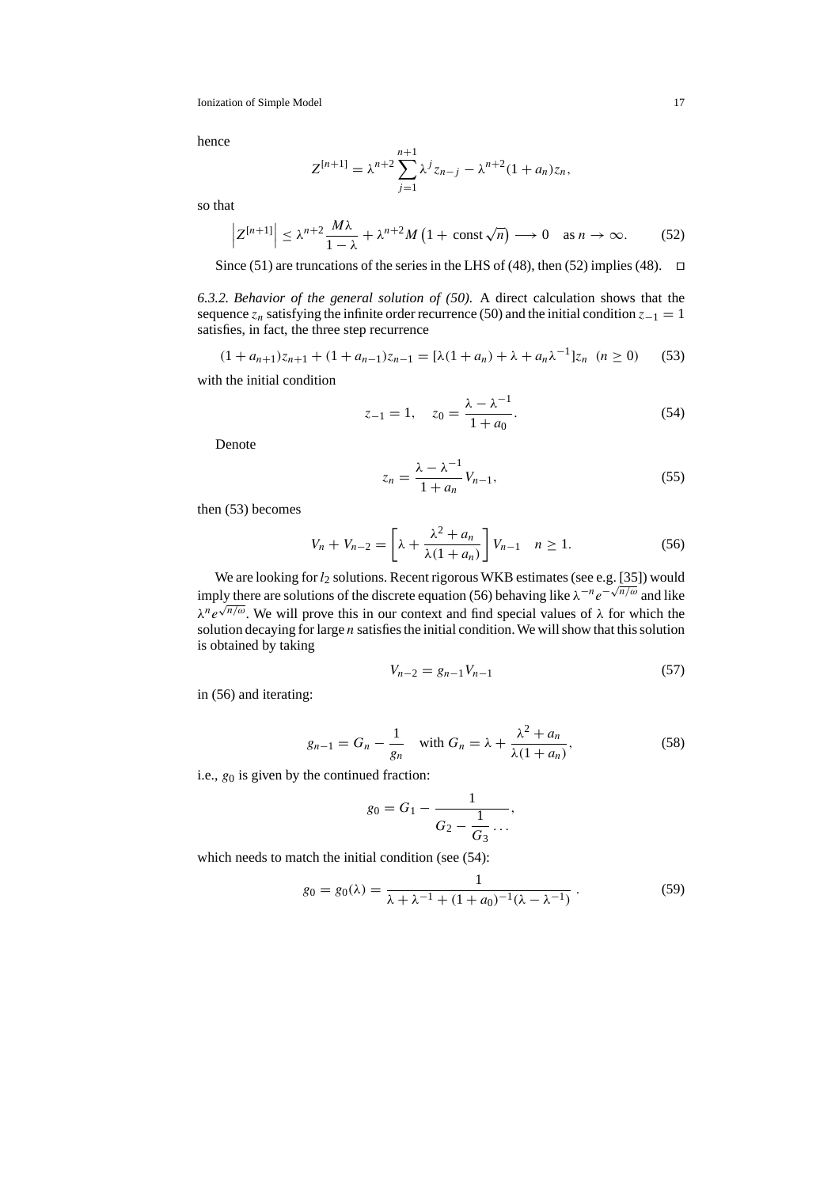hence

$$Z^{[n+1]} = \lambda^{n+2} \sum_{j=1}^{n+1} \lambda^j z_{n-j} - \lambda^{n+2}(1+a_n)z_n,$$

so that

$$\left| Z^{[n+1]} \right| \leq \lambda^{n+2} \frac{M\lambda}{1-\lambda} + \lambda^{n+2} M \left(1 + \text{ const} \sqrt{n}\right) \longrightarrow 0 \quad \text{as } n \to \infty. \tag{52}$$

Since (51) are truncations of the series in the LHS of (48), then (52) implies (48). □

*6.3.2. Behavior of the general solution of (50).* A direct calculation shows that the sequence $z_n$ satisfying the infinite order recurrence (50) and the initial condition $z_{-1} = 1$ satisfies, in fact, the three step recurrence

$$(1 + a_{n+1})z_{n+1} + (1 + a_{n-1})z_{n-1} = [\lambda(1 + a_n) + \lambda + a_n\lambda^{-1}]z_n \quad (n \geq 0) \tag{53}$$

with the initial condition

$$z_{-1} = 1, \quad z_0 = \frac{\lambda - \lambda^{-1}}{1 + a_0}. \tag{54}$$

Denote

$$z_n = \frac{\lambda - \lambda^{-1}}{1 + a_n} V_{n-1}, \tag{55}$$

then (53) becomes

$$V_n + V_{n-2} = \left[\lambda + \frac{\lambda^2 + a_n}{\lambda(1 + a_n)}\right] V_{n-1} \quad n \geq 1. \tag{56}$$

We are looking for $l_2$ solutions. Recent rigorous WKB estimates (see e.g. [35]) would imply there are solutions of the discrete equation (56) behaving like $\lambda^{-n}e^{-\sqrt{n/\omega}}$ and like $\lambda^n e^{\sqrt{n/\omega}}$. We will prove this in our context and find special values of $\lambda$ for which the solution decaying for large $n$ satisfies the initial condition. We will show that this solution is obtained by taking

$$V_{n-2} = g_{n-1}V_{n-1} \tag{57}$$

in (56) and iterating:

$$g_{n-1} = G_n - \frac{1}{g_n} \quad \text{with } G_n = \lambda + \frac{\lambda^2 + a_n}{\lambda(1 + a_n)}, \tag{58}$$

i.e., $g_0$ is given by the continued fraction:

$$g_0 = G_1 - \cfrac{1}{G_2 - \cfrac{1}{G_3 \ldots}},$$

which needs to match the initial condition (see (54):

$$g_0 = g_0(\lambda) = \frac{1}{\lambda + \lambda^{-1} + (1 + a_0)^{-1}(\lambda - \lambda^{-1})}. \tag{59}$$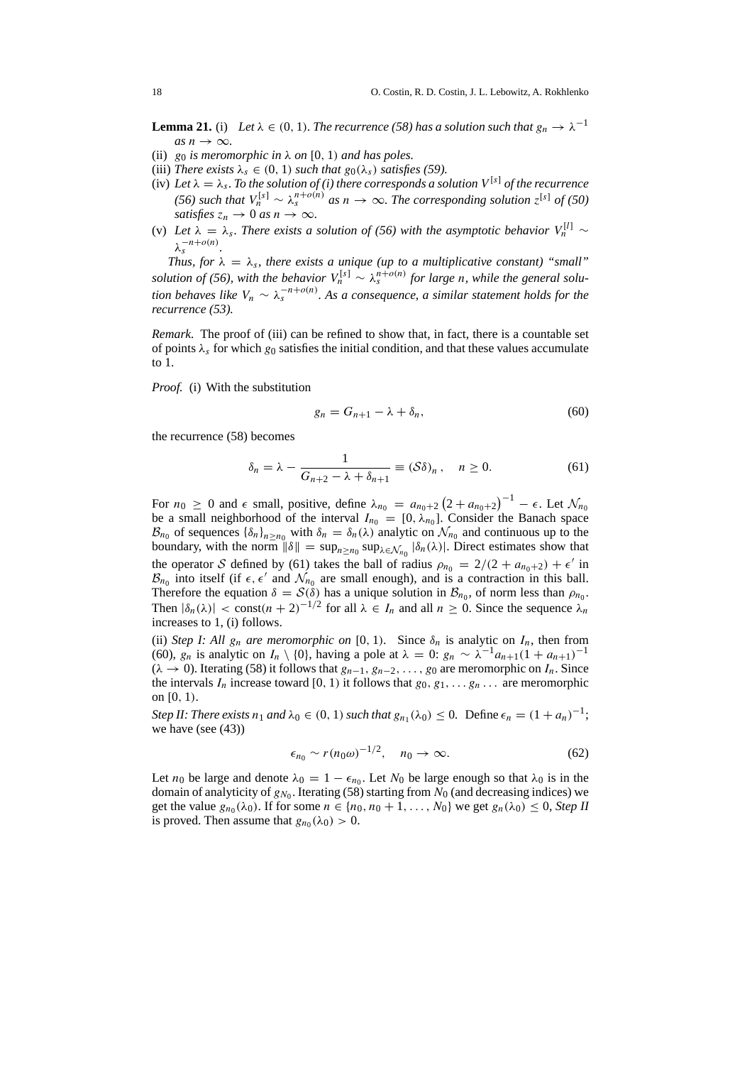**Lemma 21.** (i) *Let $\lambda \in (0,1)$. The recurrence (58) has a solution such that $g_n \to \lambda^{-1}$ as $n \to \infty$.*

(ii) *$g_0$ is meromorphic in $\lambda$ on $[0,1)$ and has poles.*

(iii) *There exists $\lambda_s \in (0,1)$ such that $g_0(\lambda_s)$ satisfies (59).*

(iv) *Let $\lambda = \lambda_s$. To the solution of (i) there corresponds a solution $V^{[s]}$ of the recurrence (56) such that $V_n^{[s]} \sim \lambda_s^{n+o(n)}$ as $n \to \infty$. The corresponding solution $z^{[s]}$ of (50) satisfies $z_n \to 0$ as $n \to \infty$.*

(v) *Let $\lambda = \lambda_s$. There exists a solution of (56) with the asymptotic behavior $V_n^{[l]} \sim \lambda_s^{-n+o(n)}$.*

*Thus, for $\lambda = \lambda_s$, there exists a unique (up to a multiplicative constant) "small" solution of (56), with the behavior $V_n^{[s]} \sim \lambda_s^{n+o(n)}$ for large $n$, while the general solution behaves like $V_n \sim \lambda_s^{-n+o(n)}$. As a consequence, a similar statement holds for the recurrence (53).*

*Remark.* The proof of (iii) can be refined to show that, in fact, there is a countable set of points $\lambda_s$ for which $g_0$ satisfies the initial condition, and that these values accumulate to 1.

*Proof.* (i) With the substitution

$$g_n = G_{n+1} - \lambda + \delta_n, \tag{60}$$

the recurrence (58) becomes

$$\delta_n = \lambda - \frac{1}{G_{n+2} - \lambda + \delta_{n+1}} \equiv (\mathcal{S}\delta)_n\,, \quad n \geq 0. \tag{61}$$

For $n_0 \geq 0$ and $\epsilon$ small, positive, define $\lambda_{n_0} = a_{n_0+2}\left(2 + a_{n_0+2}\right)^{-1} - \epsilon$. Let $\mathcal{N}_{n_0}$ be a small neighborhood of the interval $I_{n_0} = [0, \lambda_{n_0}]$. Consider the Banach space $\mathcal{B}_{n_0}$ of sequences $\{\delta_n\}_{n \geq n_0}$ with $\delta_n = \delta_n(\lambda)$ analytic on $\mathcal{N}_{n_0}$ and continuous up to the boundary, with the norm $\|\delta\| = \sup_{n \geq n_0} \sup_{\lambda \in \mathcal{N}_{n_0}} |\delta_n(\lambda)|$. Direct estimates show that the operator $\mathcal{S}$ defined by (61) takes the ball of radius $\rho_{n_0} = 2/(2 + a_{n_0+2}) + \epsilon'$ in $\mathcal{B}_{n_0}$ into itself (if $\epsilon, \epsilon'$ and $\mathcal{N}_{n_0}$ are small enough), and is a contraction in this ball. Therefore the equation $\delta = \mathcal{S}(\delta)$ has a unique solution in $\mathcal{B}_{n_0}$, of norm less than $\rho_{n_0}$. Then $|\delta_n(\lambda)| < \text{const}(n+2)^{-1/2}$ for all $\lambda \in I_n$ and all $n \geq 0$. Since the sequence $\lambda_n$ increases to 1, (i) follows.

(ii) *Step I: All $g_n$ are meromorphic on* $[0,1)$. Since $\delta_n$ is analytic on $I_n$, then from (60), $g_n$ is analytic on $I_n \setminus \{0\}$, having a pole at $\lambda = 0$: $g_n \sim \lambda^{-1} a_{n+1}(1 + a_{n+1})^{-1}$ ($\lambda \to 0$). Iterating (58) it follows that $g_{n-1}, g_{n-2}, \ldots, g_0$ are meromorphic on $I_n$. Since the intervals $I_n$ increase toward $[0,1)$ it follows that $g_0, g_1, \ldots g_n \ldots$ are meromorphic on $[0,1)$.

*Step II: There exists $n_1$ and $\lambda_0 \in (0,1)$ such that $g_{n_1}(\lambda_0) \leq 0$.* Define $\epsilon_n = (1 + a_n)^{-1}$; we have (see (43))

$$\epsilon_{n_0} \sim r(n_0\omega)^{-1/2}, \quad n_0 \to \infty. \tag{62}$$

Let $n_0$ be large and denote $\lambda_0 = 1 - \epsilon_{n_0}$. Let $N_0$ be large enough so that $\lambda_0$ is in the domain of analyticity of $g_{N_0}$. Iterating (58) starting from $N_0$ (and decreasing indices) we get the value $g_{n_0}(\lambda_0)$. If for some $n \in \{n_0, n_0+1, \ldots, N_0\}$ we get $g_n(\lambda_0) \leq 0$, *Step II* is proved. Then assume that $g_{n_0}(\lambda_0) > 0$.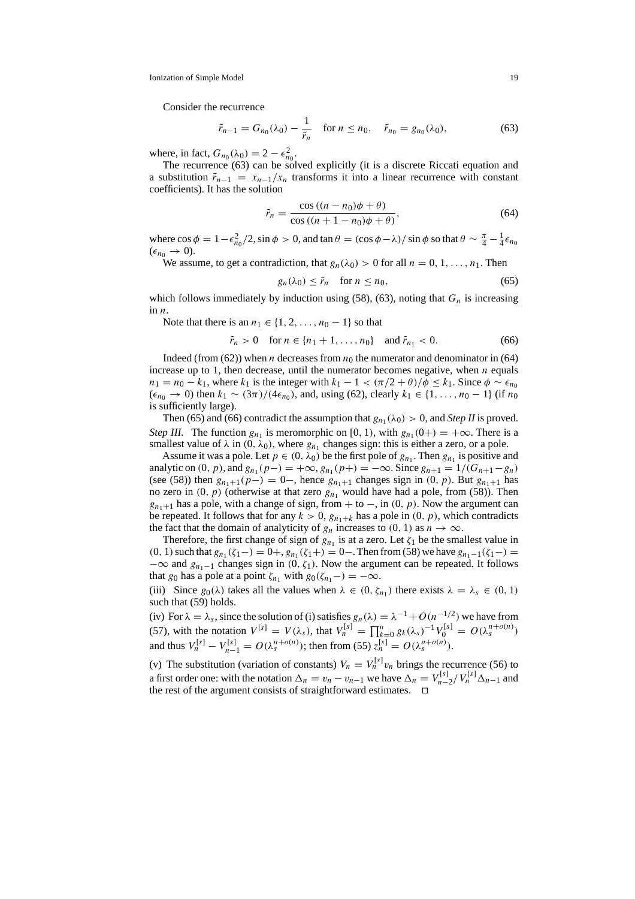Consider the recurrence

$$\tilde{r}_{n-1} = G_{n_0}(\lambda_0) - \frac{1}{\tilde{r}_n} \quad \text{for } n \leq n_0, \quad \tilde{r}_{n_0} = g_{n_0}(\lambda_0), \tag{63}$$

where, in fact, $G_{n_0}(\lambda_0) = 2 - \epsilon_{n_0}^2$.

The recurrence (63) can be solved explicitly (it is a discrete Riccati equation and a substitution $\tilde{r}_{n-1} = x_{n-1}/x_n$ transforms it into a linear recurrence with constant coefficients). It has the solution

$$\tilde{r}_n = \frac{\cos((n - n_0)\phi + \theta)}{\cos((n + 1 - n_0)\phi + \theta)}, \tag{64}$$

where $\cos\phi = 1 - \epsilon_{n_0}^2/2, \sin\phi > 0$, and $\tan\theta = (\cos\phi - \lambda)/\sin\phi$ so that $\theta \sim \frac{\pi}{4} - \frac{1}{4}\epsilon_{n_0}$ ($\epsilon_{n_0} \to 0$).

We assume, to get a contradiction, that $g_n(\lambda_0) > 0$ for all $n = 0, 1, \ldots, n_1$. Then

$$g_n(\lambda_0) \leq \tilde{r}_n \quad \text{for } n \leq n_0, \tag{65}$$

which follows immediately by induction using (58), (63), noting that $G_n$ is increasing in $n$.

Note that there is an $n_1 \in \{1, 2, \ldots, n_0 - 1\}$ so that

$$\tilde{r}_n > 0 \quad \text{for } n \in \{n_1 + 1, \ldots, n_0\} \quad \text{and } \tilde{r}_{n_1} < 0. \tag{66}$$

Indeed (from (62)) when $n$ decreases from $n_0$ the numerator and denominator in (64) increase up to 1, then decrease, until the numerator becomes negative, when $n$ equals $n_1 = n_0 - k_1$, where $k_1$ is the integer with $k_1 - 1 < (\pi/2 + \theta)/\phi \leq k_1$. Since $\phi \sim \epsilon_{n_0}$ ($\epsilon_{n_0} \to 0$) then $k_1 \sim (3\pi)/(4\epsilon_{n_0})$, and, using (62), clearly $k_1 \in \{1, \ldots, n_0 - 1\}$ (if $n_0$ is sufficiently large).

Then (65) and (66) contradict the assumption that $g_{n_1}(\lambda_0) > 0$, and *Step II* is proved.

*Step III.* The function $g_{n_1}$ is meromorphic on $[0, 1)$, with $g_{n_1}(0+) = +\infty$. There is a smallest value of $\lambda$ in $(0, \lambda_0)$, where $g_{n_1}$ changes sign: this is either a zero, or a pole.

Assume it was a pole. Let $p \in (0, \lambda_0)$ be the first pole of $g_{n_1}$. Then $g_{n_1}$ is positive and analytic on $(0, p)$, and $g_{n_1}(p-) = +\infty$, $g_{n_1}(p+) = -\infty$. Since $g_{n+1} = 1/(G_{n+1} - g_n)$ (see (58)) then $g_{n_1+1}(p-) = 0-$, hence $g_{n_1+1}$ changes sign in $(0, p)$. But $g_{n_1+1}$ has no zero in $(0, p)$ (otherwise at that zero $g_{n_1}$ would have had a pole, from (58)). Then $g_{n_1+1}$ has a pole, with a change of sign, from $+$ to $-$, in $(0, p)$. Now the argument can be repeated. It follows that for any $k > 0$, $g_{n_1+k}$ has a pole in $(0, p)$, which contradicts the fact that the domain of analyticity of $g_n$ increases to $(0, 1)$ as $n \to \infty$.

Therefore, the first change of sign of $g_{n_1}$ is at a zero. Let $\zeta_1$ be the smallest value in $(0, 1)$ such that $g_{n_1}(\zeta_1-) = 0+$, $g_{n_1}(\zeta_1+) = 0-$. Then from (58) we have $g_{n_1-1}(\zeta_1-) = -\infty$ and $g_{n_1-1}$ changes sign in $(0, \zeta_1)$. Now the argument can be repeated. It follows that $g_0$ has a pole at a point $\zeta_{n_1}$ with $g_0(\zeta_{n_1}-) = -\infty$.

(iii) Since $g_0(\lambda)$ takes all the values when $\lambda \in (0, \zeta_{n_1})$ there exists $\lambda = \lambda_s \in (0, 1)$ such that (59) holds.

(iv) For $\lambda = \lambda_s$, since the solution of (i) satisfies $g_n(\lambda) = \lambda^{-1} + O(n^{-1/2})$ we have from (57), with the notation $V^{[s]} = V(\lambda_s)$, that $V_n^{[s]} = \prod_{k=0}^{n} g_k(\lambda_s)^{-1} V_0^{[s]} = O(\lambda_s^{n+o(n)})$ and thus $V_n^{[s]} - V_{n-1}^{[s]} = O(\lambda_s^{n+o(n)})$; then from (55) $z_n^{[s]} = O(\lambda_s^{n+o(n)})$.

(v) The substitution (variation of constants) $V_n = V_n^{[s]} v_n$ brings the recurrence (56) to a first order one: with the notation $\Delta_n = v_n - v_{n-1}$ we have $\Delta_n = V_{n-2}^{[s]}/V_n^{[s]} \Delta_{n-1}$ and the rest of the argument consists of straightforward estimates. $\square$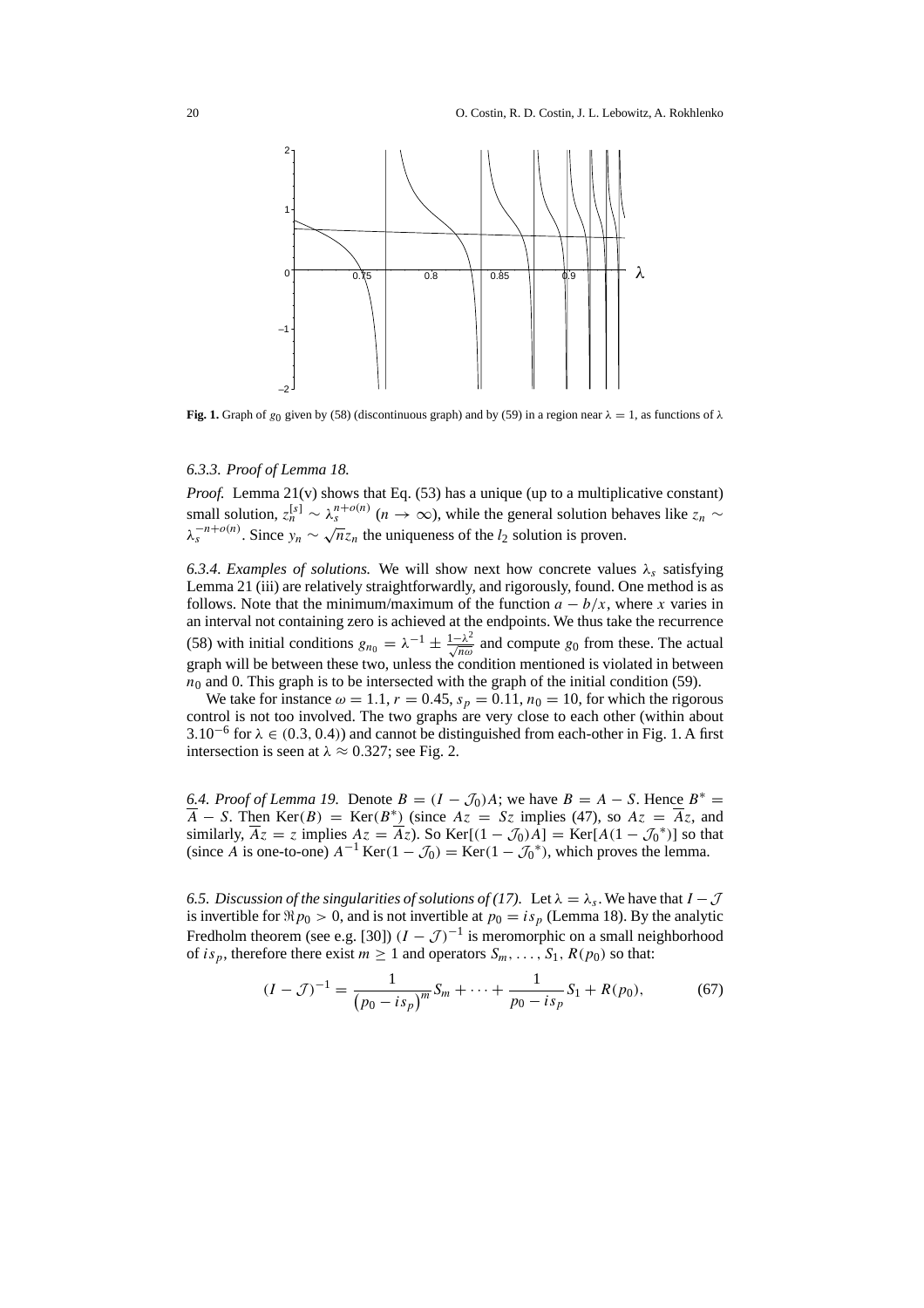**Fig. 1.** Graph of $g_0$ given by (58) (discontinuous graph) and by (59) in a region near $\lambda = 1$, as functions of $\lambda$

#### *6.3.3. Proof of Lemma 18.*

*Proof.* Lemma 21(v) shows that Eq. (53) has a unique (up to a multiplicative constant) small solution, $z_n^{[s]} \sim \lambda_s^{n+o(n)}$ $(n \to \infty)$, while the general solution behaves like $z_n \sim \lambda_s^{-n+o(n)}$. Since $y_n \sim \sqrt{n} z_n$ the uniqueness of the $l_2$ solution is proven.

*6.3.4. Examples of solutions.* We will show next how concrete values $\lambda_s$ satisfying Lemma 21 (iii) are relatively straightforwardly, and rigorously, found. One method is as follows. Note that the minimum/maximum of the function $a - b/x$, where $x$ varies in an interval not containing zero is achieved at the endpoints. We thus take the recurrence (58) with initial conditions $g_{n_0} = \lambda^{-1} \pm \frac{1-\lambda^2}{\sqrt{n\omega}}$ and compute $g_0$ from these. The actual graph will be between these two, unless the condition mentioned is violated in between $n_0$ and 0. This graph is to be intersected with the graph of the initial condition (59).

We take for instance $\omega = 1.1$, $r = 0.45$, $s_p = 0.11$, $n_0 = 10$, for which the rigorous control is not too involved. The two graphs are very close to each other (within about $3.10^{-6}$ for $\lambda \in (0.3, 0.4)$) and cannot be distinguished from each-other in Fig. 1. A first intersection is seen at $\lambda \approx 0.327$; see Fig. 2.

*6.4. Proof of Lemma 19.* Denote $B = (I - \mathcal{J}_0)A$; we have $B = A - S$. Hence $B^* = \overline{A} - S$. Then $\mathrm{Ker}(B) = \mathrm{Ker}(B^*)$ (since $Az = Sz$ implies (47), so $Az = \overline{A}z$, and similarly, $\overline{A}z = z$ implies $Az = \overline{A}z$). So $\mathrm{Ker}[(1 - \mathcal{J}_0)A] = \mathrm{Ker}[A(1 - \mathcal{J}_0{}^*)]$ so that (since $A$ is one-to-one) $A^{-1}\,\mathrm{Ker}(1 - \mathcal{J}_0) = \mathrm{Ker}(1 - \mathcal{J}_0{}^*)$, which proves the lemma.

*6.5. Discussion of the singularities of solutions of (17).* Let $\lambda = \lambda_s$. We have that $I - \mathcal{J}$ is invertible for $\Re p_0 > 0$, and is not invertible at $p_0 = is_p$ (Lemma 18). By the analytic Fredholm theorem (see e.g. [30]) $(I - \mathcal{J})^{-1}$ is meromorphic on a small neighborhood of $is_p$, therefore there exist $m \geq 1$ and operators $S_m, \ldots, S_1, R(p_0)$ so that:

$$(I - \mathcal{J})^{-1} = \frac{1}{(p_0 - is_p)^m} S_m + \cdots + \frac{1}{p_0 - is_p} S_1 + R(p_0), \tag{67}$$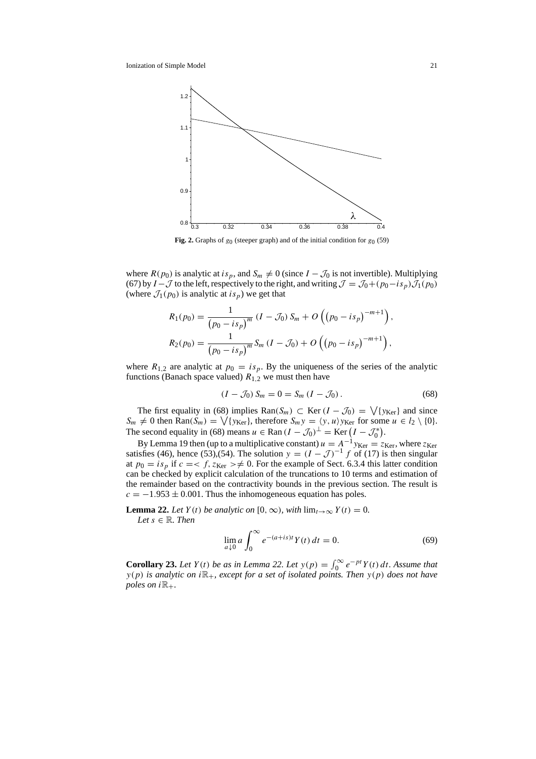**Fig. 2.** Graphs of $g_0$ (steeper graph) and of the initial condition for $g_0$ (59)

where $R(p_0)$ is analytic at $is_p$, and $S_m \neq 0$ (since $I - \mathcal{J}_0$ is not invertible). Multiplying (67) by $I - \mathcal{J}$ to the left, respectively to the right, and writing $\mathcal{J} = \mathcal{J}_0 + (p_0 - is_p)\mathcal{J}_1(p_0)$ (where $\mathcal{J}_1(p_0)$ is analytic at $is_p$) we get that

$$R_1(p_0) = \frac{1}{\left(p_0 - is_p\right)^m} (I - \mathcal{J}_0) S_m + O\left(\left(p_0 - is_p\right)^{-m+1}\right),$$
$$R_2(p_0) = \frac{1}{\left(p_0 - is_p\right)^m} S_m (I - \mathcal{J}_0) + O\left(\left(p_0 - is_p\right)^{-m+1}\right),$$

where $R_{1,2}$ are analytic at $p_0 = is_p$. By the uniqueness of the series of the analytic functions (Banach space valued) $R_{1,2}$ we must then have

$$(I - \mathcal{J}_0) S_m = 0 = S_m (I - \mathcal{J}_0). \tag{68}$$

The first equality in (68) implies $\mathrm{Ran}(S_m) \subset \mathrm{Ker}\,(I - \mathcal{J}_0) = \bigvee\{y_{\mathrm{Ker}}\}$ and since $S_m \neq 0$ then $\mathrm{Ran}(S_m) = \bigvee\{y_{\mathrm{Ker}}\}$, therefore $S_m y = \langle y, u\rangle y_{\mathrm{Ker}}$ for some $u \in l_2 \setminus \{0\}$. The second equality in (68) means $u \in \mathrm{Ran}\,(I - \mathcal{J}_0)^{\perp} = \mathrm{Ker}\left(I - \mathcal{J}_0^*\right)$.

By Lemma 19 then (up to a multiplicative constant) $u = A^{-1} y_{\mathrm{Ker}} = z_{\mathrm{Ker}}$, where $z_{\mathrm{Ker}}$ satisfies (46), hence (53),(54). The solution $y = (I - \mathcal{J})^{-1} f$ of (17) is then singular at $p_0 = is_p$ if $c = < f, z_{\mathrm{Ker}} > \neq 0$. For the example of Sect. 6.3.4 this latter condition can be checked by explicit calculation of the truncations to 10 terms and estimation of the remainder based on the contractivity bounds in the previous section. The result is $c = -1.953 \pm 0.001$. Thus the inhomogeneous equation has poles.

**Lemma 22.** *Let $Y(t)$ be analytic on $[0, \infty)$, with $\lim_{t\to\infty} Y(t) = 0$.*
*Let $s \in \mathbb{R}$. Then*

$$\lim_{a \downarrow 0} a \int_0^{\infty} e^{-(a+is)t} Y(t)\, dt = 0. \tag{69}$$

**Corollary 23.** *Let $Y(t)$ be as in Lemma 22. Let $y(p) = \int_0^{\infty} e^{-pt} Y(t)\, dt$. Assume that $y(p)$ is analytic on $i\mathbb{R}_+$, except for a set of isolated points. Then $y(p)$ does not have poles on $i\mathbb{R}_+$.*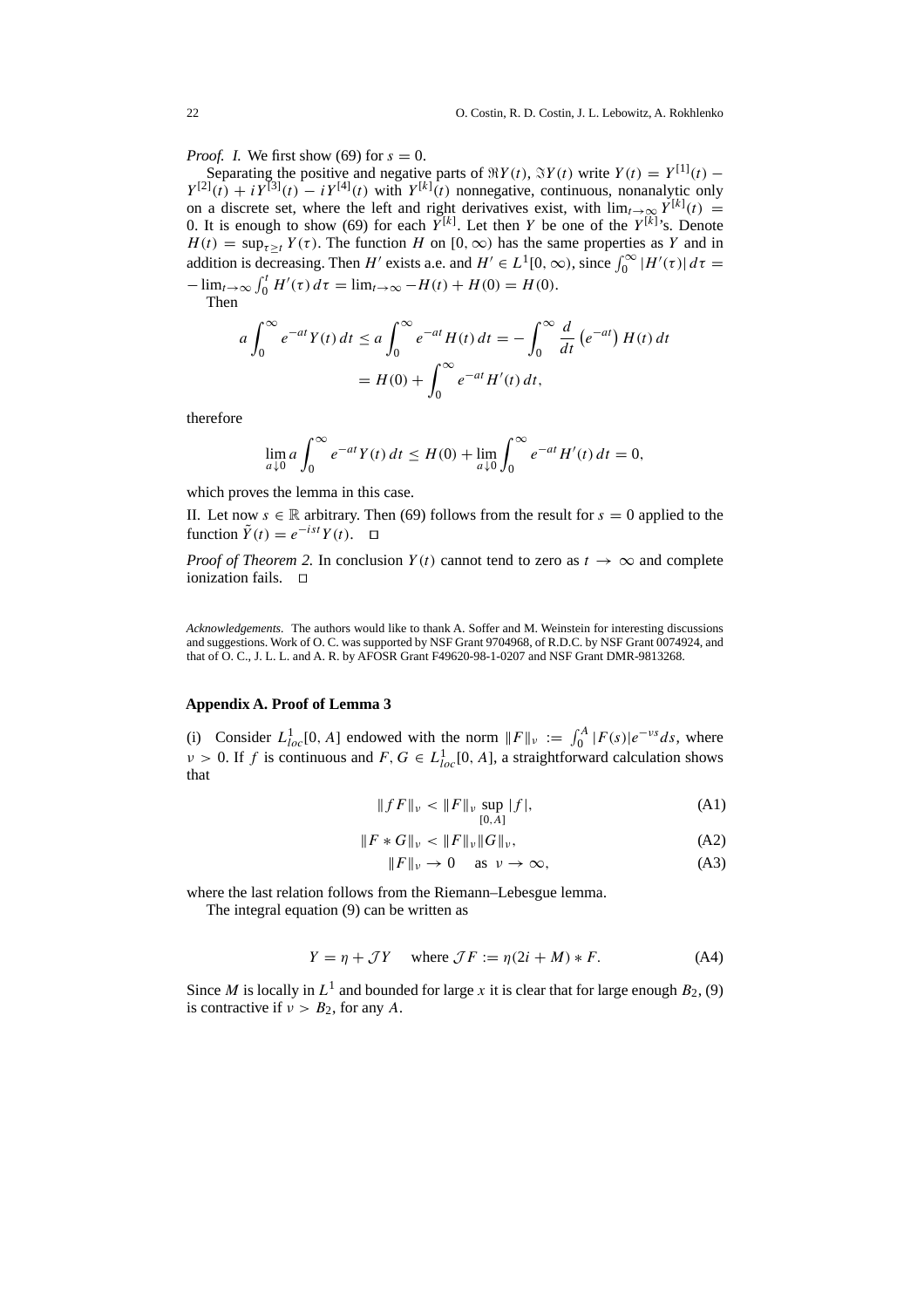*Proof. I.* We first show (69) for $s = 0$.

Separating the positive and negative parts of $\Re Y(t)$, $\Im Y(t)$ write $Y(t) = Y^{[1]}(t) - Y^{[2]}(t) + iY^{[3]}(t) - iY^{[4]}(t)$ with $Y^{[k]}(t)$ nonnegative, continuous, nonanalytic only on a discrete set, where the left and right derivatives exist, with $\lim_{t\to\infty} Y^{[k]}(t) = 0$. It is enough to show (69) for each $Y^{[k]}$. Let then $Y$ be one of the $Y^{[k]}$'s. Denote $H(t) = \sup_{\tau\geq t} Y(\tau)$. The function $H$ on $[0,\infty)$ has the same properties as $Y$ and in addition is decreasing. Then $H'$ exists a.e. and $H' \in L^1[0,\infty)$, since $\int_0^\infty |H'(\tau)|\,d\tau = -\lim_{t\to\infty}\int_0^t H'(\tau)\,d\tau = \lim_{t\to\infty} -H(t) + H(0) = H(0)$.

Then

$$
a\int_0^\infty e^{-at}Y(t)\,dt \leq a\int_0^\infty e^{-at}H(t)\,dt = -\int_0^\infty \frac{d}{dt}\left(e^{-at}\right)H(t)\,dt
$$
$$
= H(0) + \int_0^\infty e^{-at}H'(t)\,dt,
$$

therefore

$$
\lim_{a\downarrow 0} a\int_0^\infty e^{-at}Y(t)\,dt \leq H(0) + \lim_{a\downarrow 0}\int_0^\infty e^{-at}H'(t)\,dt = 0,
$$

which proves the lemma in this case.

II. Let now $s \in \mathbb{R}$ arbitrary. Then (69) follows from the result for $s = 0$ applied to the function $\tilde{Y}(t) = e^{-ist}Y(t)$. $\square$

*Proof of Theorem 2.* In conclusion $Y(t)$ cannot tend to zero as $t \to \infty$ and complete ionization fails. $\square$

*Acknowledgements.* The authors would like to thank A. Soffer and M. Weinstein for interesting discussions and suggestions. Work of O. C. was supported by NSF Grant 9704968, of R.D.C. by NSF Grant 0074924, and that of O. C., J. L. L. and A. R. by AFOSR Grant F49620-98-1-0207 and NSF Grant DMR-9813268.

## Appendix A. Proof of Lemma 3

(i) Consider $L^1_{loc}[0, A]$ endowed with the norm $\|F\|_\nu := \int_0^A |F(s)|e^{-\nu s}ds$, where $\nu > 0$. If $f$ is continuous and $F, G \in L^1_{loc}[0, A]$, a straightforward calculation shows that

$$
\|fF\|_\nu < \|F\|_\nu \sup_{[0,A]} |f|, \tag{A1}
$$

$$
\|F * G\|_\nu < \|F\|_\nu \|G\|_\nu, \tag{A2}
$$

$$
\|F\|_\nu \to 0 \quad \text{as } \nu \to \infty, \tag{A3}
$$

where the last relation follows from the Riemann–Lebesgue lemma.

The integral equation (9) can be written as

$$
Y = \eta + \mathcal{J}Y \quad \text{ where } \mathcal{J}F := \eta(2i + M) * F. \tag{A4}
$$

Since $M$ is locally in $L^1$ and bounded for large $x$ it is clear that for large enough $B_2$, (9) is contractive if $\nu > B_2$, for any $A$.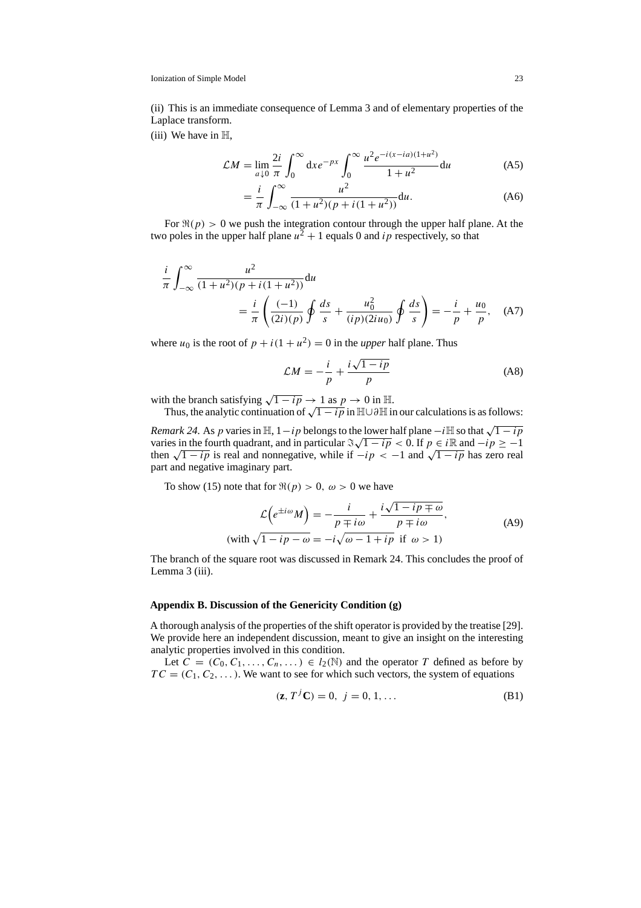(ii) This is an immediate consequence of Lemma 3 and of elementary properties of the Laplace transform.

(iii) We have in $\mathbb{H}$,

$$\mathcal{L}M = \lim_{a\downarrow 0} \frac{2i}{\pi} \int_0^\infty \mathrm{d}x e^{-px} \int_0^\infty \frac{u^2 e^{-i(x-ia)(1+u^2)}}{1+u^2} \mathrm{d}u \tag{A5}$$

$$= \frac{i}{\pi} \int_{-\infty}^\infty \frac{u^2}{(1+u^2)(p+i(1+u^2))} \mathrm{d}u. \tag{A6}$$

For $\Re(p) > 0$ we push the integration contour through the upper half plane. At the two poles in the upper half plane $u^2 + 1$ equals 0 and $ip$ respectively, so that

$$\frac{i}{\pi} \int_{-\infty}^\infty \frac{u^2}{(1+u^2)(p+i(1+u^2))} \mathrm{d}u = \frac{i}{\pi} \left( \frac{(-1)}{(2i)(p)} \oint \frac{ds}{s} + \frac{u_0^2}{(ip)(2iu_0)} \oint \frac{ds}{s} \right) = -\frac{i}{p} + \frac{u_0}{p}, \tag{A7}$$

where $u_0$ is the root of $p + i(1+u^2) = 0$ in the *upper* half plane. Thus

$$\mathcal{L}M = -\frac{i}{p} + \frac{i\sqrt{1-ip}}{p} \tag{A8}$$

with the branch satisfying $\sqrt{1-ip} \to 1$ as $p \to 0$ in $\mathbb{H}$.

Thus, the analytic continuation of $\sqrt{1-ip}$ in $\mathbb{H} \cup \partial\mathbb{H}$ in our calculations is as follows:

*Remark 24.* As $p$ varies in $\mathbb{H}$, $1-ip$ belongs to the lower half plane $-i\mathbb{H}$ so that $\sqrt{1-ip}$ varies in the fourth quadrant, and in particular $\Im\sqrt{1-ip} < 0$. If $p \in i\mathbb{R}$ and $-ip \geq -1$ then $\sqrt{1-ip}$ is real and nonnegative, while if $-ip < -1$ and $\sqrt{1-ip}$ has zero real part and negative imaginary part.

To show (15) note that for $\Re(p) > 0,\ \omega > 0$ we have

$$\mathcal{L}\left(e^{\pm i\omega} M\right) = -\frac{i}{p \mp i\omega} + \frac{i\sqrt{1-ip\mp\omega}}{p\mp i\omega},$$
$$(\text{with } \sqrt{1-ip-\omega} = -i\sqrt{\omega - 1 + ip} \ \text{ if } \ \omega > 1) \tag{A9}$$

The branch of the square root was discussed in Remark 24. This concludes the proof of Lemma 3 (iii).

## Appendix B. Discussion of the Genericity Condition (g)

A thorough analysis of the properties of the shift operator is provided by the treatise [29]. We provide here an independent discussion, meant to give an insight on the interesting analytic properties involved in this condition.

Let $C = (C_0, C_1, \ldots, C_n, \ldots) \in l_2(\mathbb{N})$ and the operator $T$ defined as before by $TC = (C_1, C_2, \ldots)$. We want to see for which such vectors, the system of equations

$$(\mathbf{z}, T^j \mathbf{C}) = 0, \ \ j = 0, 1, \ldots \tag{B1}$$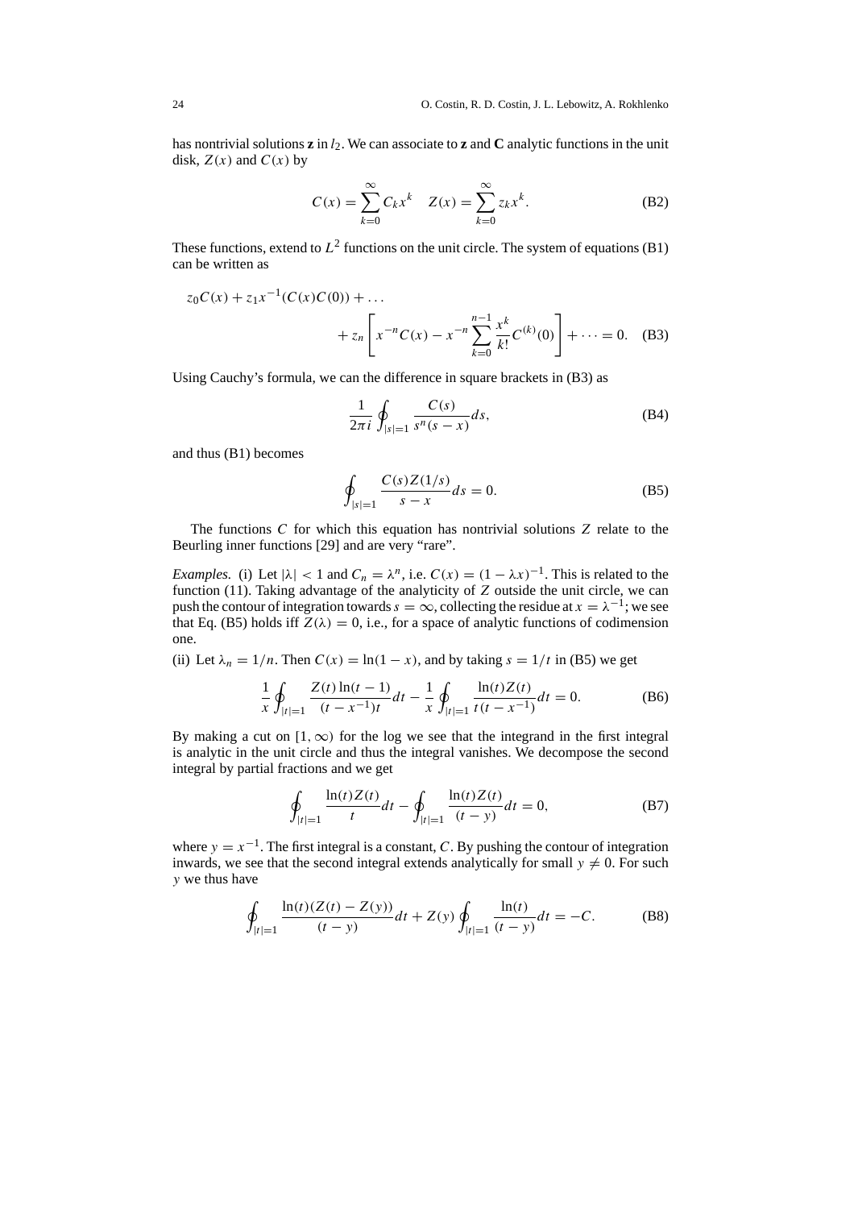has nontrivial solutions $\mathbf{z}$ in $l_2$. We can associate to $\mathbf{z}$ and $\mathbf{C}$ analytic functions in the unit disk, $Z(x)$ and $C(x)$ by

$$C(x) = \sum_{k=0}^{\infty} C_k x^k \quad Z(x) = \sum_{k=0}^{\infty} z_k x^k. \tag{B2}$$

These functions, extend to $L^2$ functions on the unit circle. The system of equations (B1) can be written as

$$z_0 C(x) + z_1 x^{-1}(C(x)C(0)) + \dots \\ + z_n \left[ x^{-n} C(x) - x^{-n} \sum_{k=0}^{n-1} \frac{x^k}{k!} C^{(k)}(0) \right] + \dots = 0. \tag{B3}$$

Using Cauchy's formula, we can the difference in square brackets in (B3) as

$$\frac{1}{2\pi i} \oint_{|s|=1} \frac{C(s)}{s^n (s-x)} ds, \tag{B4}$$

and thus (B1) becomes

$$\oint_{|s|=1} \frac{C(s)Z(1/s)}{s-x} ds = 0. \tag{B5}$$

The functions $C$ for which this equation has nontrivial solutions $Z$ relate to the Beurling inner functions [29] and are very "rare".

*Examples.* (i) Let $|\lambda| < 1$ and $C_n = \lambda^n$, i.e. $C(x) = (1 - \lambda x)^{-1}$. This is related to the function (11). Taking advantage of the analyticity of $Z$ outside the unit circle, we can push the contour of integration towards $s = \infty$, collecting the residue at $x = \lambda^{-1}$; we see that Eq. (B5) holds iff $Z(\lambda) = 0$, i.e., for a space of analytic functions of codimension one.

(ii) Let $\lambda_n = 1/n$. Then $C(x) = \ln(1 - x)$, and by taking $s = 1/t$ in (B5) we get

$$\frac{1}{x} \oint_{|t|=1} \frac{Z(t)\ln(t-1)}{(t - x^{-1})t} dt - \frac{1}{x} \oint_{|t|=1} \frac{\ln(t)Z(t)}{t(t - x^{-1})} dt = 0. \tag{B6}$$

By making a cut on $[1, \infty)$ for the log we see that the integrand in the first integral is analytic in the unit circle and thus the integral vanishes. We decompose the second integral by partial fractions and we get

$$\oint_{|t|=1} \frac{\ln(t)Z(t)}{t} dt - \oint_{|t|=1} \frac{\ln(t)Z(t)}{(t-y)} dt = 0, \tag{B7}$$

where $y = x^{-1}$. The first integral is a constant, $C$. By pushing the contour of integration inwards, we see that the second integral extends analytically for small $y \neq 0$. For such $y$ we thus have

$$\oint_{|t|=1} \frac{\ln(t)(Z(t) - Z(y))}{(t-y)} dt + Z(y) \oint_{|t|=1} \frac{\ln(t)}{(t-y)} dt = -C. \tag{B8}$$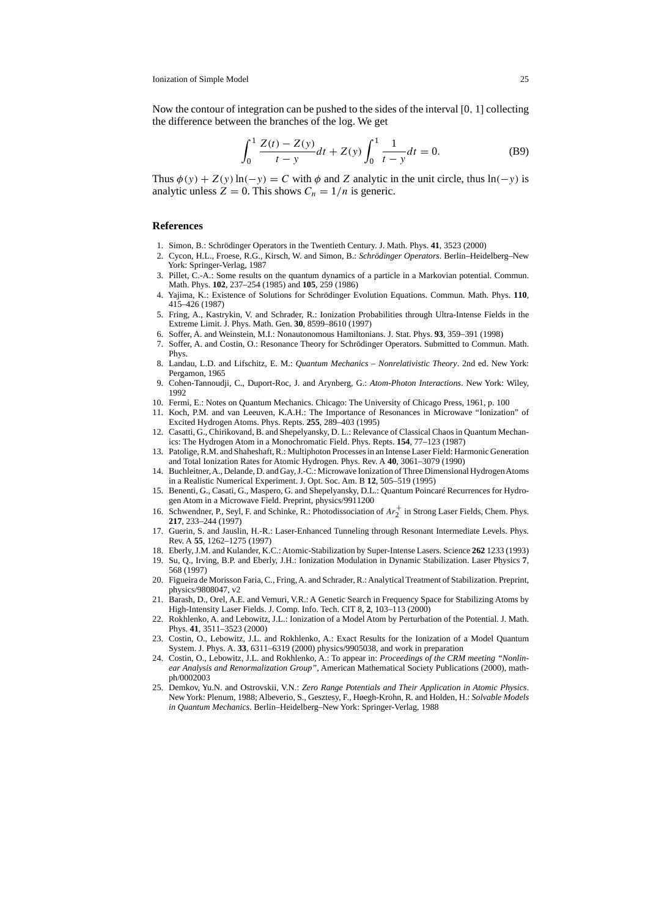Now the contour of integration can be pushed to the sides of the interval $[0, 1]$ collecting the difference between the branches of the log. We get

$$\int_0^1 \frac{Z(t) - Z(y)}{t - y} dt + Z(y) \int_0^1 \frac{1}{t - y} dt = 0. \tag{B9}$$

Thus $\phi(y) + Z(y)\ln(-y) = C$ with $\phi$ and $Z$ analytic in the unit circle, thus $\ln(-y)$ is analytic unless $Z = 0$. This shows $C_n = 1/n$ is generic.

## References

1. Simon, B.: Schrödinger Operators in the Twentieth Century. J. Math. Phys. **41**, 3523 (2000)
2. Cycon, H.L., Froese, R.G., Kirsch, W. and Simon, B.: *Schrödinger Operators*. Berlin–Heidelberg–New York: Springer-Verlag, 1987
3. Pillet, C.-A.: Some results on the quantum dynamics of a particle in a Markovian potential. Commun. Math. Phys. **102**, 237–254 (1985) and **105**, 259 (1986)
4. Yajima, K.: Existence of Solutions for Schrödinger Evolution Equations. Commun. Math. Phys. **110**, 415–426 (1987)
5. Fring, A., Kastrykin, V. and Schrader, R.: Ionization Probabilities through Ultra-Intense Fields in the Extreme Limit. J. Phys. Math. Gen. **30**, 8599–8610 (1997)
6. Soffer, A. and Weinstein, M.I.: Nonautonomous Hamiltonians. J. Stat. Phys. **93**, 359–391 (1998)
7. Soffer, A. and Costin, O.: Resonance Theory for Schrödinger Operators. Submitted to Commun. Math. Phys.
8. Landau, L.D. and Lifschitz, E. M.: *Quantum Mechanics – Nonrelativistic Theory*. 2nd ed. New York: Pergamon, 1965
9. Cohen-Tannoudji, C., Duport-Roc, J. and Arynberg, G.: *Atom-Photon Interactions*. New York: Wiley, 1992
10. Fermi, E.: Notes on Quantum Mechanics. Chicago: The University of Chicago Press, 1961, p. 100
11. Koch, P.M. and van Leeuven, K.A.H.: The Importance of Resonances in Microwave "Ionization" of Excited Hydrogen Atoms. Phys. Repts. **255**, 289–403 (1995)
12. Casatti, G., Chirikovand, B. and Shepelyansky, D. L.: Relevance of Classical Chaos in Quantum Mechanics: The Hydrogen Atom in a Monochromatic Field. Phys. Repts. **154**, 77–123 (1987)
13. Patolige, R.M. and Shaheshaft, R.: Multiphoton Processes in an Intense Laser Field: Harmonic Generation and Total Ionization Rates for Atomic Hydrogen. Phys. Rev. A **40**, 3061–3079 (1990)
14. Buchleitner, A., Delande, D. and Gay, J.-C.: Microwave Ionization of Three Dimensional Hydrogen Atoms in a Realistic Numerical Experiment. J. Opt. Soc. Am. B **12**, 505–519 (1995)
15. Benenti, G., Casati, G., Maspero, G. and Shepelyansky, D.L.: Quantum Poincaré Recurrences for Hydrogen Atom in a Microwave Field. Preprint, physics/9911200
16. Schwendner, P., Seyl, F. and Schinke, R.: Photodissociation of $Ar_2^+$ in Strong Laser Fields, Chem. Phys. **217**, 233–244 (1997)
17. Guerin, S. and Jauslin, H.-R.: Laser-Enhanced Tunneling through Resonant Intermediate Levels. Phys. Rev. A **55**, 1262–1275 (1997)
18. Eberly, J.M. and Kulander, K.C.: Atomic-Stabilization by Super-Intense Lasers. Science **262** 1233 (1993)
19. Su, Q., Irving, B.P. and Eberly, J.H.: Ionization Modulation in Dynamic Stabilization. Laser Physics **7**, 568 (1997)
20. Figueira de Morisson Faria, C., Fring, A. and Schrader, R.: Analytical Treatment of Stabilization. Preprint, physics/9808047, v2
21. Barash, D., Orel, A.E. and Vemuri, V.R.: A Genetic Search in Frequency Space for Stabilizing Atoms by High-Intensity Laser Fields. J. Comp. Info. Tech. CIT 8, **2**, 103–113 (2000)
22. Rokhlenko, A. and Lebowitz, J.L.: Ionization of a Model Atom by Perturbation of the Potential. J. Math. Phys. **41**, 3511–3523 (2000)
23. Costin, O., Lebowitz, J.L. and Rokhlenko, A.: Exact Results for the Ionization of a Model Quantum System. J. Phys. A. **33**, 6311–6319 (2000) physics/9905038, and work in preparation
24. Costin, O., Lebowitz, J.L. and Rokhlenko, A.: To appear in: *Proceedings of the CRM meeting "Nonlinear Analysis and Renormalization Group"*, American Mathematical Society Publications (2000), math-ph/0002003
25. Demkov, Yu.N. and Ostrovskii, V.N.: *Zero Range Potentials and Their Application in Atomic Physics*. New York: Plenum, 1988; Albeverio, S., Gesztesy, F., Høegh-Krohn, R. and Holden, H.: *Solvable Models in Quantum Mechanics*. Berlin–Heidelberg–New York: Springer-Verlag, 1988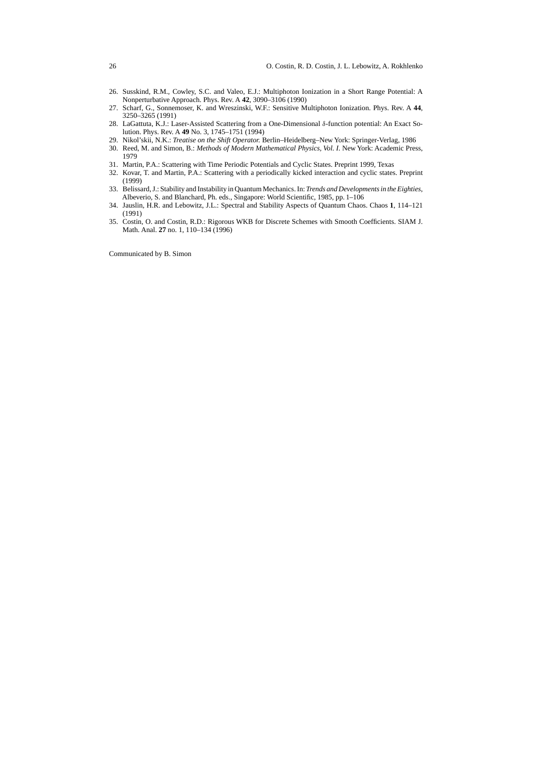26. Susskind, R.M., Cowley, S.C. and Valeo, E.J.: Multiphoton Ionization in a Short Range Potential: A Nonperturbative Approach. Phys. Rev. A **42**, 3090–3106 (1990)
27. Scharf, G., Sonnemoser, K. and Wreszinski, W.F.: Sensitive Multiphoton Ionization. Phys. Rev. A **44**, 3250–3265 (1991)
28. LaGattuta, K.J.: Laser-Assisted Scattering from a One-Dimensional $\delta$-function potential: An Exact Solution. Phys. Rev. A **49** No. 3, 1745–1751 (1994)
29. Nikol'skii, N.K.: *Treatise on the Shift Operator.* Berlin–Heidelberg–New York: Springer-Verlag, 1986
30. Reed, M. and Simon, B.: *Methods of Modern Mathematical Physics, Vol. I.* New York: Academic Press, 1979
31. Martin, P.A.: Scattering with Time Periodic Potentials and Cyclic States. Preprint 1999, Texas
32. Kovar, T. and Martin, P.A.: Scattering with a periodically kicked interaction and cyclic states. Preprint (1999)
33. Belissard, J.: Stability and Instability in Quantum Mechanics. In: *Trends and Developments in the Eighties*, Albeverio, S. and Blanchard, Ph. eds., Singapore: World Scientific, 1985, pp. 1–106
34. Jauslin, H.R. and Lebowitz, J.L.: Spectral and Stability Aspects of Quantum Chaos. Chaos **1**, 114–121 (1991)
35. Costin, O. and Costin, R.D.: Rigorous WKB for Discrete Schemes with Smooth Coefficients. SIAM J. Math. Anal. **27** no. 1, 110–134 (1996)

Communicated by B. Simon